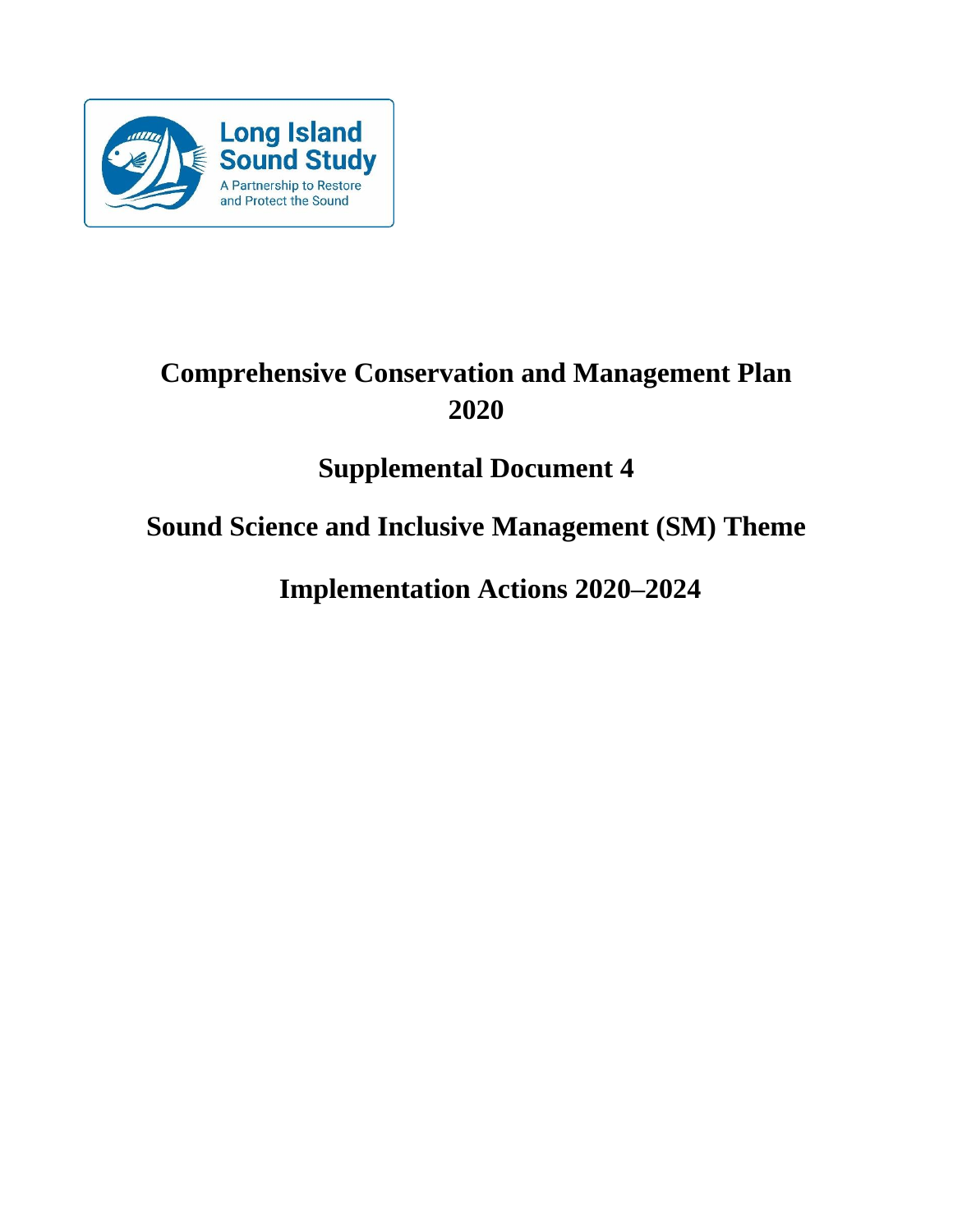Long Island Sound Study

A Partnership to Restore and Protect the Sound

# Comprehensive Conservation and Management Plan 2020

## Supplemental Document 4

## Sound Science and Inclusive Management (SM) Theme

## Implementation Actions 2020–2024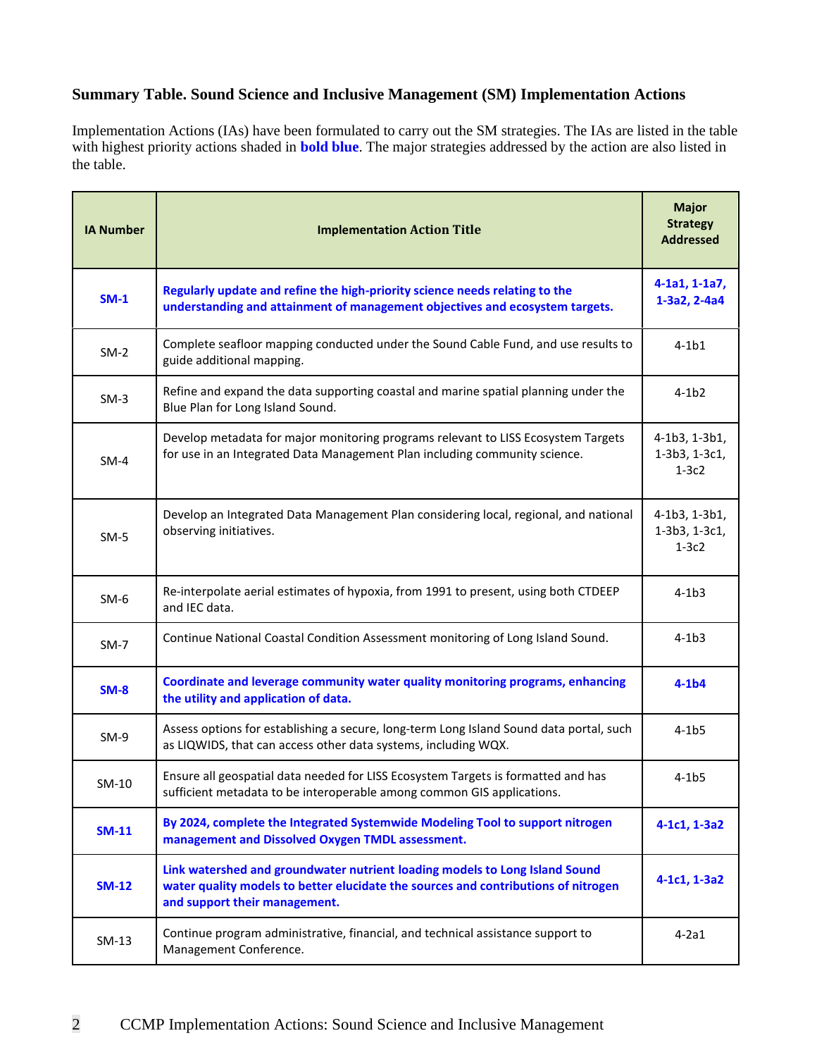### Summary Table. Sound Science and Inclusive Management (SM) Implementation Actions

Implementation Actions (IAs) have been formulated to carry out the SM strategies. The IAs are listed in the table with highest priority actions shaded in **bold blue**. The major strategies addressed by the action are also listed in the table.

| IA Number | Implementation Action Title | Major Strategy Addressed |
|---|---|---|
| **SM-1** | **Regularly update and refine the high-priority science needs relating to the understanding and attainment of management objectives and ecosystem targets.** | **4-1a1, 1-1a7, 1-3a2, 2-4a4** |
| SM-2 | Complete seafloor mapping conducted under the Sound Cable Fund, and use results to guide additional mapping. | 4-1b1 |
| SM-3 | Refine and expand the data supporting coastal and marine spatial planning under the Blue Plan for Long Island Sound. | 4-1b2 |
| SM-4 | Develop metadata for major monitoring programs relevant to LISS Ecosystem Targets for use in an Integrated Data Management Plan including community science. | 4-1b3, 1-3b1, 1-3b3, 1-3c1, 1-3c2 |
| SM-5 | Develop an Integrated Data Management Plan considering local, regional, and national observing initiatives. | 4-1b3, 1-3b1, 1-3b3, 1-3c1, 1-3c2 |
| SM-6 | Re-interpolate aerial estimates of hypoxia, from 1991 to present, using both CTDEEP and IEC data. | 4-1b3 |
| SM-7 | Continue National Coastal Condition Assessment monitoring of Long Island Sound. | 4-1b3 |
| **SM-8** | **Coordinate and leverage community water quality monitoring programs, enhancing the utility and application of data.** | **4-1b4** |
| SM-9 | Assess options for establishing a secure, long-term Long Island Sound data portal, such as LIQWIDS, that can access other data systems, including WQX. | 4-1b5 |
| SM-10 | Ensure all geospatial data needed for LISS Ecosystem Targets is formatted and has sufficient metadata to be interoperable among common GIS applications. | 4-1b5 |
| **SM-11** | **By 2024, complete the Integrated Systemwide Modeling Tool to support nitrogen management and Dissolved Oxygen TMDL assessment.** | **4-1c1, 1-3a2** |
| **SM-12** | **Link watershed and groundwater nutrient loading models to Long Island Sound water quality models to better elucidate the sources and contributions of nitrogen and support their management.** | **4-1c1, 1-3a2** |
| SM-13 | Continue program administrative, financial, and technical assistance support to Management Conference. | 4-2a1 |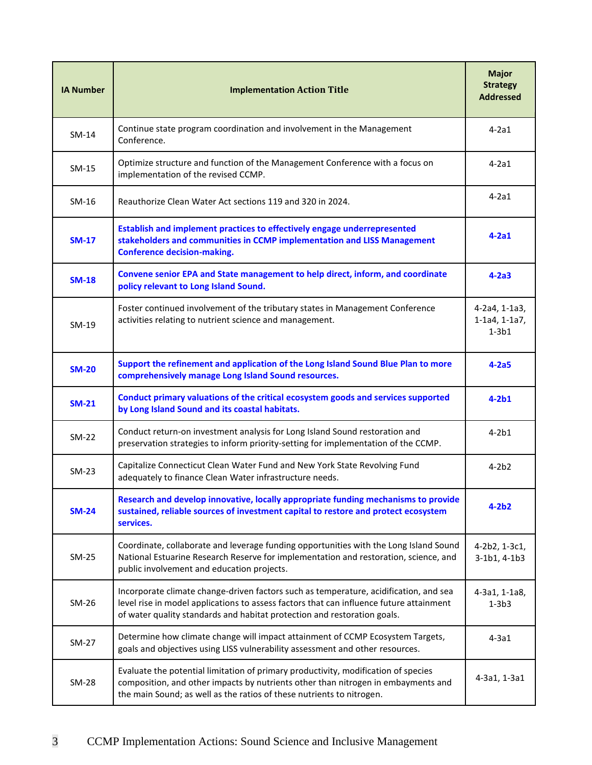| IA Number | Implementation Action Title | Major Strategy Addressed |
|---|---|---|
| SM-14 | Continue state program coordination and involvement in the Management Conference. | 4-2a1 |
| SM-15 | Optimize structure and function of the Management Conference with a focus on implementation of the revised CCMP. | 4-2a1 |
| SM-16 | Reauthorize Clean Water Act sections 119 and 320 in 2024. | 4-2a1 |
| **SM-17** | **Establish and implement practices to effectively engage underrepresented stakeholders and communities in CCMP implementation and LISS Management Conference decision-making.** | **4-2a1** |
| **SM-18** | **Convene senior EPA and State management to help direct, inform, and coordinate policy relevant to Long Island Sound.** | **4-2a3** |
| SM-19 | Foster continued involvement of the tributary states in Management Conference activities relating to nutrient science and management. | 4-2a4, 1-1a3, 1-1a4, 1-1a7, 1-3b1 |
| **SM-20** | **Support the refinement and application of the Long Island Sound Blue Plan to more comprehensively manage Long Island Sound resources.** | **4-2a5** |
| **SM-21** | **Conduct primary valuations of the critical ecosystem goods and services supported by Long Island Sound and its coastal habitats.** | **4-2b1** |
| SM-22 | Conduct return-on investment analysis for Long Island Sound restoration and preservation strategies to inform priority-setting for implementation of the CCMP. | 4-2b1 |
| SM-23 | Capitalize Connecticut Clean Water Fund and New York State Revolving Fund adequately to finance Clean Water infrastructure needs. | 4-2b2 |
| **SM-24** | **Research and develop innovative, locally appropriate funding mechanisms to provide sustained, reliable sources of investment capital to restore and protect ecosystem services.** | **4-2b2** |
| SM-25 | Coordinate, collaborate and leverage funding opportunities with the Long Island Sound National Estuarine Research Reserve for implementation and restoration, science, and public involvement and education projects. | 4-2b2, 1-3c1, 3-1b1, 4-1b3 |
| SM-26 | Incorporate climate change-driven factors such as temperature, acidification, and sea level rise in model applications to assess factors that can influence future attainment of water quality standards and habitat protection and restoration goals. | 4-3a1, 1-1a8, 1-3b3 |
| SM-27 | Determine how climate change will impact attainment of CCMP Ecosystem Targets, goals and objectives using LISS vulnerability assessment and other resources. | 4-3a1 |
| SM-28 | Evaluate the potential limitation of primary productivity, modification of species composition, and other impacts by nutrients other than nitrogen in embayments and the main Sound; as well as the ratios of these nutrients to nitrogen. | 4-3a1, 1-3a1 |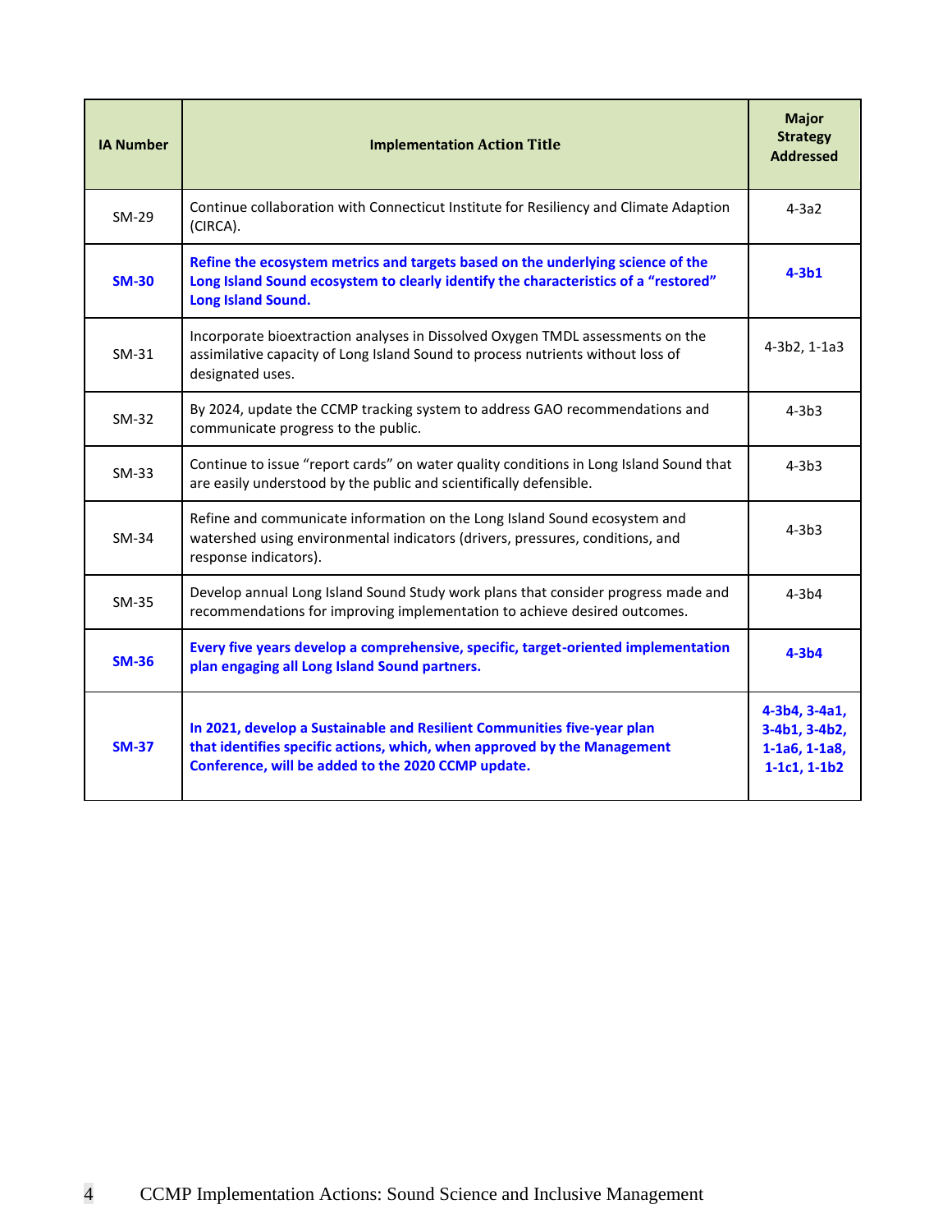| IA Number | Implementation Action Title | Major Strategy Addressed |
|---|---|---|
| SM-29 | Continue collaboration with Connecticut Institute for Resiliency and Climate Adaption (CIRCA). | 4-3a2 |
| **SM-30** | **Refine the ecosystem metrics and targets based on the underlying science of the Long Island Sound ecosystem to clearly identify the characteristics of a "restored" Long Island Sound.** | **4-3b1** |
| SM-31 | Incorporate bioextraction analyses in Dissolved Oxygen TMDL assessments on the assimilative capacity of Long Island Sound to process nutrients without loss of designated uses. | 4-3b2, 1-1a3 |
| SM-32 | By 2024, update the CCMP tracking system to address GAO recommendations and communicate progress to the public. | 4-3b3 |
| SM-33 | Continue to issue "report cards" on water quality conditions in Long Island Sound that are easily understood by the public and scientifically defensible. | 4-3b3 |
| SM-34 | Refine and communicate information on the Long Island Sound ecosystem and watershed using environmental indicators (drivers, pressures, conditions, and response indicators). | 4-3b3 |
| SM-35 | Develop annual Long Island Sound Study work plans that consider progress made and recommendations for improving implementation to achieve desired outcomes. | 4-3b4 |
| **SM-36** | **Every five years develop a comprehensive, specific, target-oriented implementation plan engaging all Long Island Sound partners.** | **4-3b4** |
| **SM-37** | **In 2021, develop a Sustainable and Resilient Communities five-year plan that identifies specific actions, which, when approved by the Management Conference, will be added to the 2020 CCMP update.** | **4-3b4, 3-4a1, 3-4b1, 3-4b2, 1-1a6, 1-1a8, 1-1c1, 1-1b2** |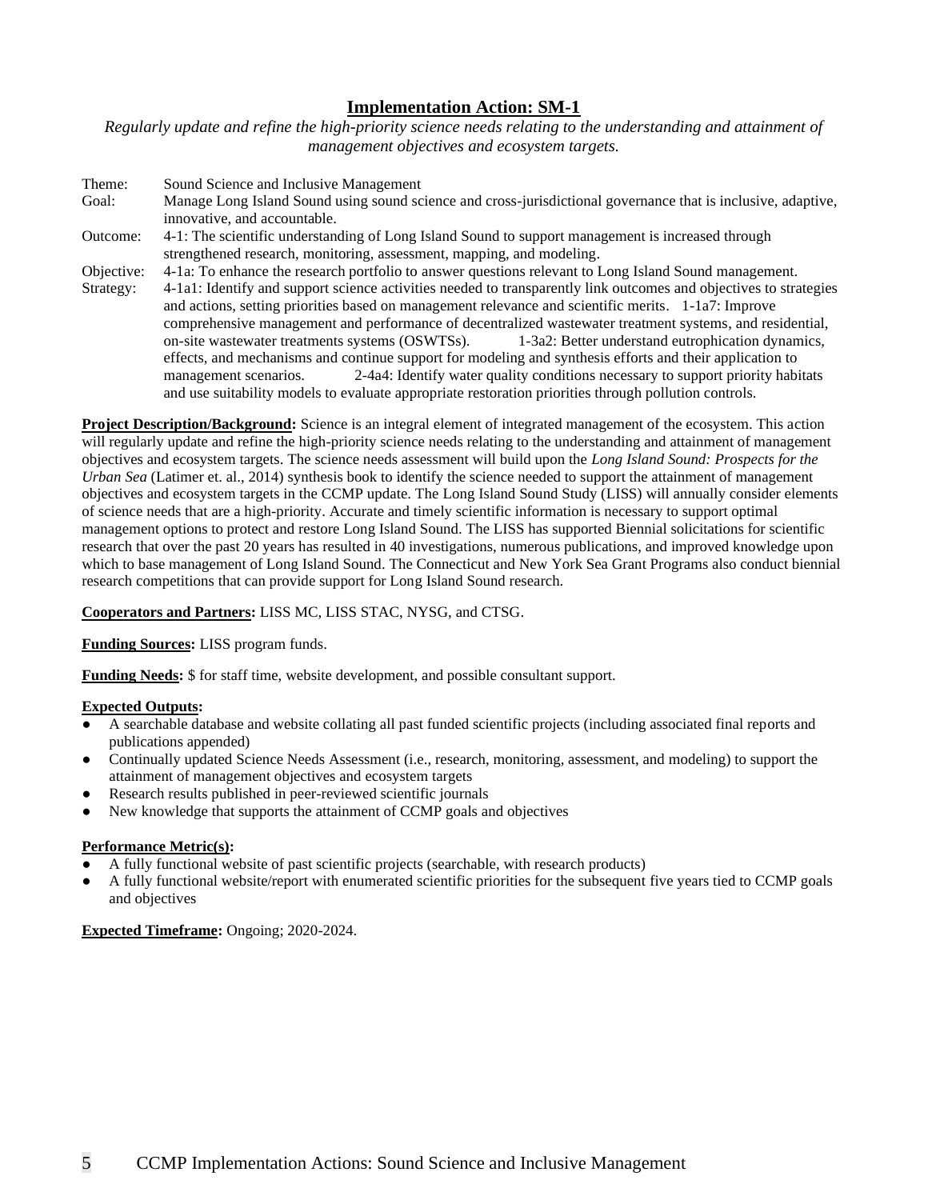## Implementation Action: SM-1

*Regularly update and refine the high-priority science needs relating to the understanding and attainment of management objectives and ecosystem targets.*

Theme: Sound Science and Inclusive Management

Goal: Manage Long Island Sound using sound science and cross-jurisdictional governance that is inclusive, adaptive, innovative, and accountable.

Outcome: 4-1: The scientific understanding of Long Island Sound to support management is increased through strengthened research, monitoring, assessment, mapping, and modeling.

Objective: 4-1a: To enhance the research portfolio to answer questions relevant to Long Island Sound management.

Strategy: 4-1a1: Identify and support science activities needed to transparently link outcomes and objectives to strategies and actions, setting priorities based on management relevance and scientific merits. 1-1a7: Improve comprehensive management and performance of decentralized wastewater treatment systems, and residential, on-site wastewater treatments systems (OSWTSs). 1-3a2: Better understand eutrophication dynamics, effects, and mechanisms and continue support for modeling and synthesis efforts and their application to management scenarios. 2-4a4: Identify water quality conditions necessary to support priority habitats and use suitability models to evaluate appropriate restoration priorities through pollution controls.

**Project Description/Background:** Science is an integral element of integrated management of the ecosystem. This action will regularly update and refine the high-priority science needs relating to the understanding and attainment of management objectives and ecosystem targets. The science needs assessment will build upon the *Long Island Sound: Prospects for the Urban Sea* (Latimer et. al., 2014) synthesis book to identify the science needed to support the attainment of management objectives and ecosystem targets in the CCMP update. The Long Island Sound Study (LISS) will annually consider elements of science needs that are a high-priority. Accurate and timely scientific information is necessary to support optimal management options to protect and restore Long Island Sound. The LISS has supported Biennial solicitations for scientific research that over the past 20 years has resulted in 40 investigations, numerous publications, and improved knowledge upon which to base management of Long Island Sound. The Connecticut and New York Sea Grant Programs also conduct biennial research competitions that can provide support for Long Island Sound research.

**Cooperators and Partners:** LISS MC, LISS STAC, NYSG, and CTSG.

**Funding Sources:** LISS program funds.

**Funding Needs:** $ for staff time, website development, and possible consultant support.

**Expected Outputs:**

- A searchable database and website collating all past funded scientific projects (including associated final reports and publications appended)
- Continually updated Science Needs Assessment (i.e., research, monitoring, assessment, and modeling) to support the attainment of management objectives and ecosystem targets
- Research results published in peer-reviewed scientific journals
- New knowledge that supports the attainment of CCMP goals and objectives

**Performance Metric(s):**

- A fully functional website of past scientific projects (searchable, with research products)
- A fully functional website/report with enumerated scientific priorities for the subsequent five years tied to CCMP goals and objectives

**Expected Timeframe:** Ongoing; 2020-2024.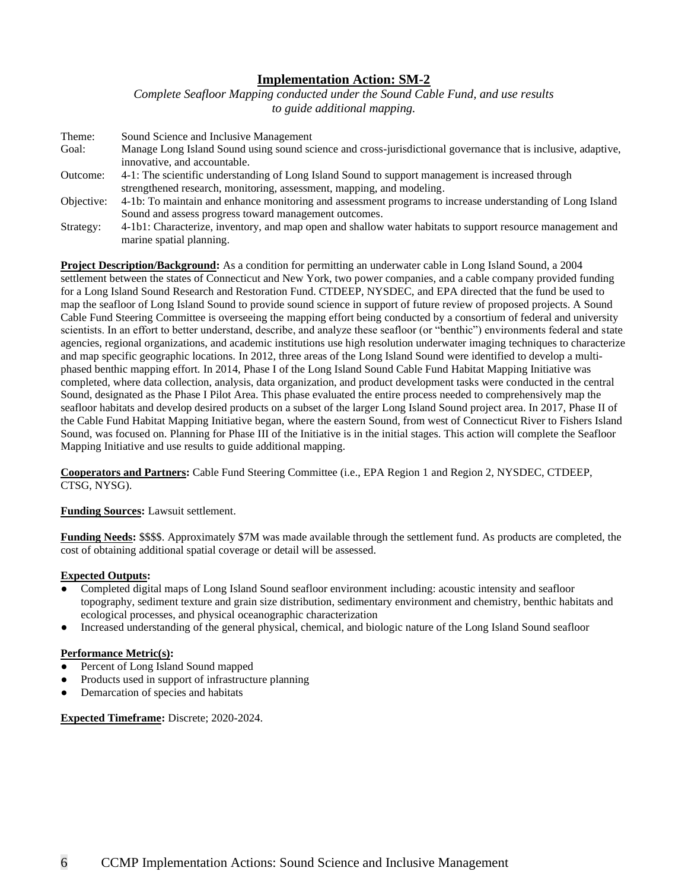## Implementation Action: SM-2

*Complete Seafloor Mapping conducted under the Sound Cable Fund, and use results to guide additional mapping.*

Theme: Sound Science and Inclusive Management
Goal: Manage Long Island Sound using sound science and cross-jurisdictional governance that is inclusive, adaptive, innovative, and accountable.
Outcome: 4-1: The scientific understanding of Long Island Sound to support management is increased through strengthened research, monitoring, assessment, mapping, and modeling.
Objective: 4-1b: To maintain and enhance monitoring and assessment programs to increase understanding of Long Island Sound and assess progress toward management outcomes.
Strategy: 4-1b1: Characterize, inventory, and map open and shallow water habitats to support resource management and marine spatial planning.

**Project Description/Background:** As a condition for permitting an underwater cable in Long Island Sound, a 2004 settlement between the states of Connecticut and New York, two power companies, and a cable company provided funding for a Long Island Sound Research and Restoration Fund. CTDEEP, NYSDEC, and EPA directed that the fund be used to map the seafloor of Long Island Sound to provide sound science in support of future review of proposed projects. A Sound Cable Fund Steering Committee is overseeing the mapping effort being conducted by a consortium of federal and university scientists. In an effort to better understand, describe, and analyze these seafloor (or "benthic") environments federal and state agencies, regional organizations, and academic institutions use high resolution underwater imaging techniques to characterize and map specific geographic locations. In 2012, three areas of the Long Island Sound were identified to develop a multi-phased benthic mapping effort. In 2014, Phase I of the Long Island Sound Cable Fund Habitat Mapping Initiative was completed, where data collection, analysis, data organization, and product development tasks were conducted in the central Sound, designated as the Phase I Pilot Area. This phase evaluated the entire process needed to comprehensively map the seafloor habitats and develop desired products on a subset of the larger Long Island Sound project area. In 2017, Phase II of the Cable Fund Habitat Mapping Initiative began, where the eastern Sound, from west of Connecticut River to Fishers Island Sound, was focused on. Planning for Phase III of the Initiative is in the initial stages. This action will complete the Seafloor Mapping Initiative and use results to guide additional mapping.

**Cooperators and Partners:** Cable Fund Steering Committee (i.e., EPA Region 1 and Region 2, NYSDEC, CTDEEP, CTSG, NYSG).

**Funding Sources:** Lawsuit settlement.

**Funding Needs:** $$$$. Approximately $7M was made available through the settlement fund. As products are completed, the cost of obtaining additional spatial coverage or detail will be assessed.

**Expected Outputs:**

- Completed digital maps of Long Island Sound seafloor environment including: acoustic intensity and seafloor topography, sediment texture and grain size distribution, sedimentary environment and chemistry, benthic habitats and ecological processes, and physical oceanographic characterization
- Increased understanding of the general physical, chemical, and biologic nature of the Long Island Sound seafloor

**Performance Metric(s):**

- Percent of Long Island Sound mapped
- Products used in support of infrastructure planning
- Demarcation of species and habitats

**Expected Timeframe:** Discrete; 2020-2024.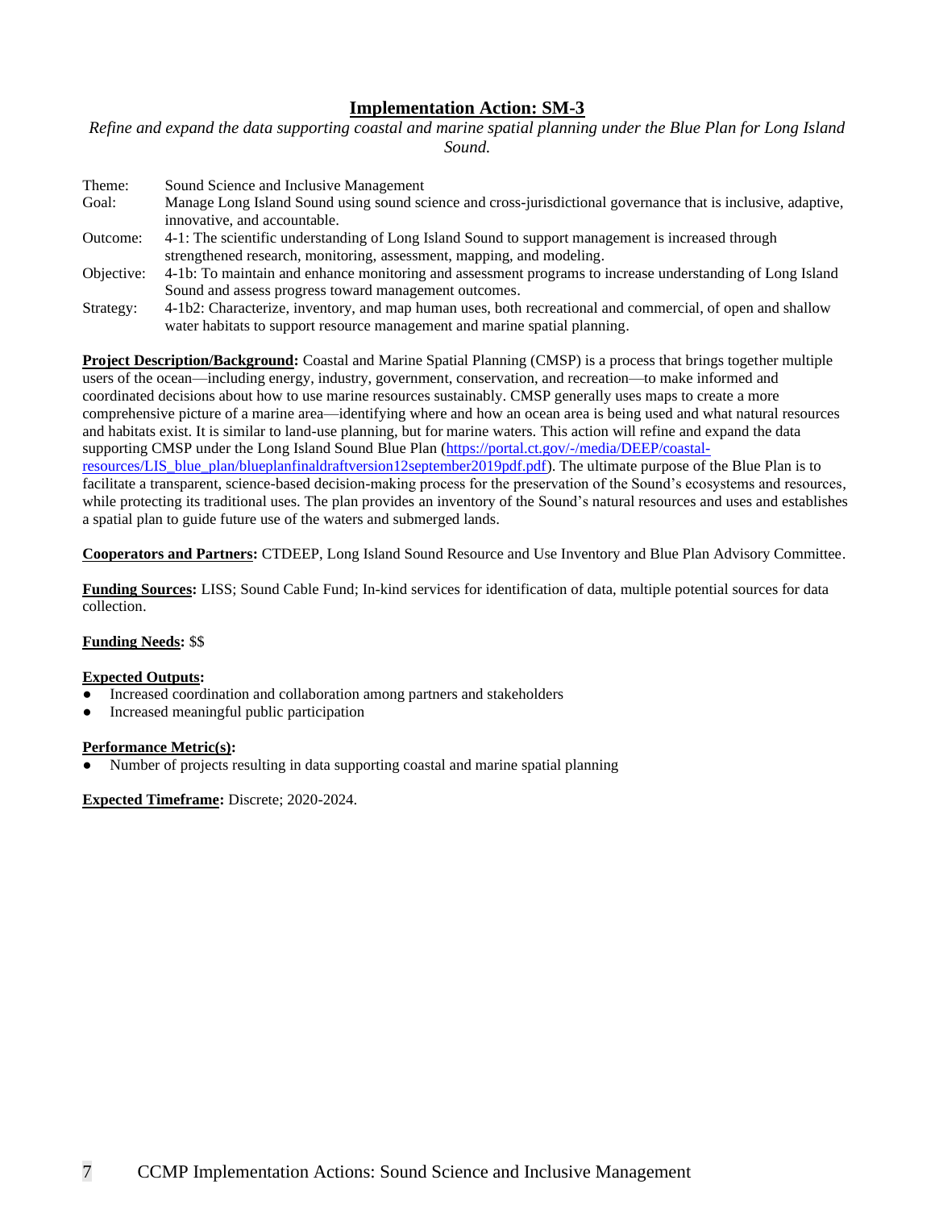## Implementation Action: SM-3

*Refine and expand the data supporting coastal and marine spatial planning under the Blue Plan for Long Island Sound.*

| | |
|---|---|
| Theme: | Sound Science and Inclusive Management |
| Goal: | Manage Long Island Sound using sound science and cross-jurisdictional governance that is inclusive, adaptive, innovative, and accountable. |
| Outcome: | 4-1: The scientific understanding of Long Island Sound to support management is increased through strengthened research, monitoring, assessment, mapping, and modeling. |
| Objective: | 4-1b: To maintain and enhance monitoring and assessment programs to increase understanding of Long Island Sound and assess progress toward management outcomes. |
| Strategy: | 4-1b2: Characterize, inventory, and map human uses, both recreational and commercial, of open and shallow water habitats to support resource management and marine spatial planning. |

**Project Description/Background:** Coastal and Marine Spatial Planning (CMSP) is a process that brings together multiple users of the ocean—including energy, industry, government, conservation, and recreation—to make informed and coordinated decisions about how to use marine resources sustainably. CMSP generally uses maps to create a more comprehensive picture of a marine area—identifying where and how an ocean area is being used and what natural resources and habitats exist. It is similar to land-use planning, but for marine waters. This action will refine and expand the data supporting CMSP under the Long Island Sound Blue Plan (https://portal.ct.gov/-/media/DEEP/coastal-resources/LIS_blue_plan/blueplanfinaldraftversion12september2019pdf.pdf). The ultimate purpose of the Blue Plan is to facilitate a transparent, science-based decision-making process for the preservation of the Sound's ecosystems and resources, while protecting its traditional uses. The plan provides an inventory of the Sound's natural resources and uses and establishes a spatial plan to guide future use of the waters and submerged lands.

**Cooperators and Partners:** CTDEEP, Long Island Sound Resource and Use Inventory and Blue Plan Advisory Committee.

**Funding Sources:** LISS; Sound Cable Fund; In-kind services for identification of data, multiple potential sources for data collection.

**Funding Needs:** $$

**Expected Outputs:**

- Increased coordination and collaboration among partners and stakeholders
- Increased meaningful public participation

**Performance Metric(s):**

- Number of projects resulting in data supporting coastal and marine spatial planning

**Expected Timeframe:** Discrete; 2020-2024.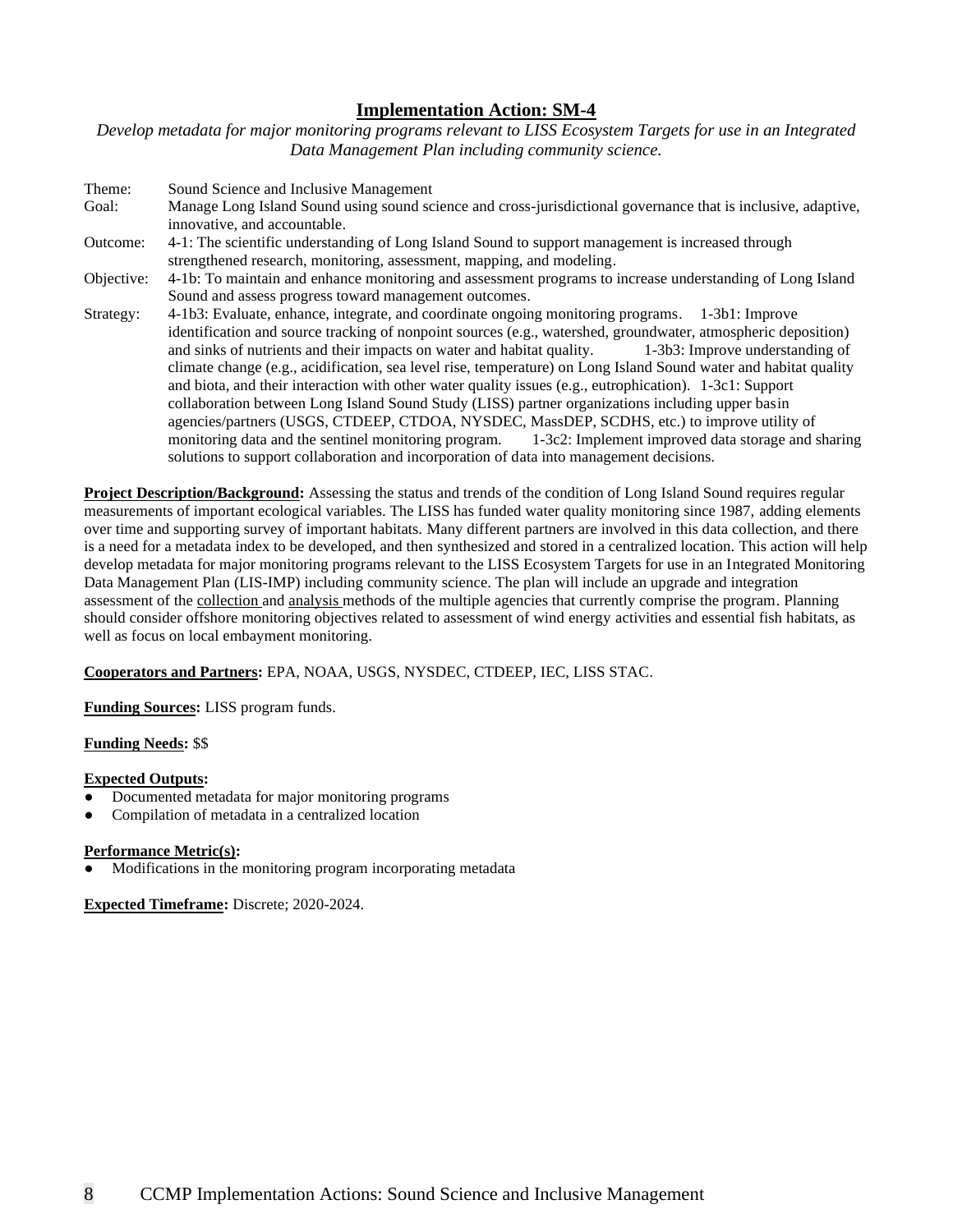## Implementation Action: SM-4

*Develop metadata for major monitoring programs relevant to LISS Ecosystem Targets for use in an Integrated Data Management Plan including community science.*

| | |
|---|---|
| Theme: | Sound Science and Inclusive Management |
| Goal: | Manage Long Island Sound using sound science and cross-jurisdictional governance that is inclusive, adaptive, innovative, and accountable. |
| Outcome: | 4-1: The scientific understanding of Long Island Sound to support management is increased through strengthened research, monitoring, assessment, mapping, and modeling. |
| Objective: | 4-1b: To maintain and enhance monitoring and assessment programs to increase understanding of Long Island Sound and assess progress toward management outcomes. |
| Strategy: | 4-1b3: Evaluate, enhance, integrate, and coordinate ongoing monitoring programs. 1-3b1: Improve identification and source tracking of nonpoint sources (e.g., watershed, groundwater, atmospheric deposition) and sinks of nutrients and their impacts on water and habitat quality. 1-3b3: Improve understanding of climate change (e.g., acidification, sea level rise, temperature) on Long Island Sound water and habitat quality and biota, and their interaction with other water quality issues (e.g., eutrophication). 1-3c1: Support collaboration between Long Island Sound Study (LISS) partner organizations including upper basin agencies/partners (USGS, CTDEEP, CTDOA, NYSDEC, MassDEP, SCDHS, etc.) to improve utility of monitoring data and the sentinel monitoring program. 1-3c2: Implement improved data storage and sharing solutions to support collaboration and incorporation of data into management decisions. |

**Project Description/Background:** Assessing the status and trends of the condition of Long Island Sound requires regular measurements of important ecological variables. The LISS has funded water quality monitoring since 1987, adding elements over time and supporting survey of important habitats. Many different partners are involved in this data collection, and there is a need for a metadata index to be developed, and then synthesized and stored in a centralized location. This action will help develop metadata for major monitoring programs relevant to the LISS Ecosystem Targets for use in an Integrated Monitoring Data Management Plan (LIS-IMP) including community science. The plan will include an upgrade and integration assessment of the collection and analysis methods of the multiple agencies that currently comprise the program. Planning should consider offshore monitoring objectives related to assessment of wind energy activities and essential fish habitats, as well as focus on local embayment monitoring.

**Cooperators and Partners:** EPA, NOAA, USGS, NYSDEC, CTDEEP, IEC, LISS STAC.

**Funding Sources:** LISS program funds.

**Funding Needs:** $$

**Expected Outputs:**

- Documented metadata for major monitoring programs
- Compilation of metadata in a centralized location

**Performance Metric(s):**

- Modifications in the monitoring program incorporating metadata

**Expected Timeframe:** Discrete; 2020-2024.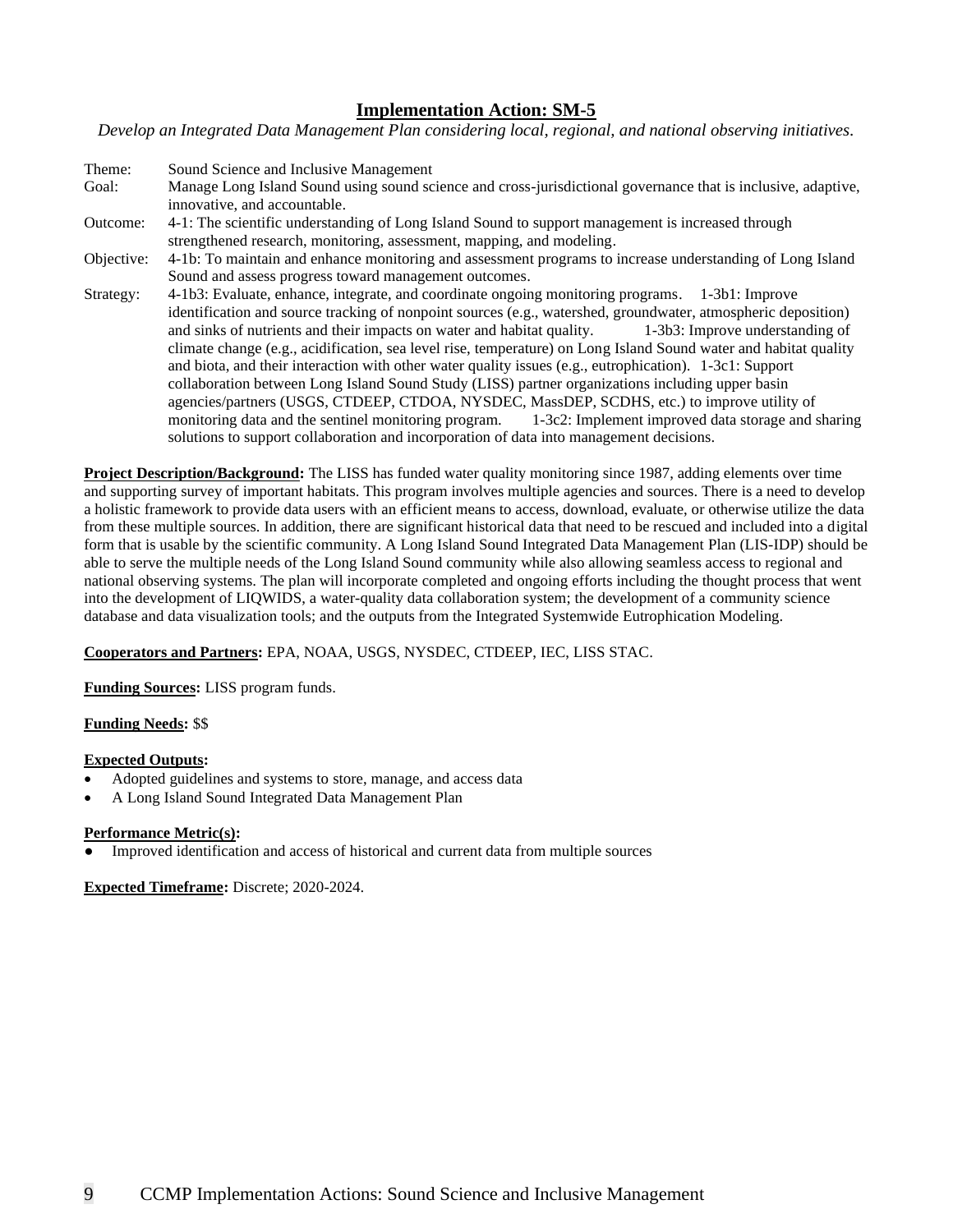## Implementation Action: SM-5

*Develop an Integrated Data Management Plan considering local, regional, and national observing initiatives.*

Theme: Sound Science and Inclusive Management

Goal: Manage Long Island Sound using sound science and cross-jurisdictional governance that is inclusive, adaptive, innovative, and accountable.

Outcome: 4-1: The scientific understanding of Long Island Sound to support management is increased through strengthened research, monitoring, assessment, mapping, and modeling.

Objective: 4-1b: To maintain and enhance monitoring and assessment programs to increase understanding of Long Island Sound and assess progress toward management outcomes.

Strategy: 4-1b3: Evaluate, enhance, integrate, and coordinate ongoing monitoring programs. 1-3b1: Improve identification and source tracking of nonpoint sources (e.g., watershed, groundwater, atmospheric deposition) and sinks of nutrients and their impacts on water and habitat quality. 1-3b3: Improve understanding of climate change (e.g., acidification, sea level rise, temperature) on Long Island Sound water and habitat quality and biota, and their interaction with other water quality issues (e.g., eutrophication). 1-3c1: Support collaboration between Long Island Sound Study (LISS) partner organizations including upper basin agencies/partners (USGS, CTDEEP, CTDOA, NYSDEC, MassDEP, SCDHS, etc.) to improve utility of monitoring data and the sentinel monitoring program. 1-3c2: Implement improved data storage and sharing solutions to support collaboration and incorporation of data into management decisions.

**Project Description/Background:** The LISS has funded water quality monitoring since 1987, adding elements over time and supporting survey of important habitats. This program involves multiple agencies and sources. There is a need to develop a holistic framework to provide data users with an efficient means to access, download, evaluate, or otherwise utilize the data from these multiple sources. In addition, there are significant historical data that need to be rescued and included into a digital form that is usable by the scientific community. A Long Island Sound Integrated Data Management Plan (LIS-IDP) should be able to serve the multiple needs of the Long Island Sound community while also allowing seamless access to regional and national observing systems. The plan will incorporate completed and ongoing efforts including the thought process that went into the development of LIQWIDS, a water-quality data collaboration system; the development of a community science database and data visualization tools; and the outputs from the Integrated Systemwide Eutrophication Modeling.

**Cooperators and Partners:** EPA, NOAA, USGS, NYSDEC, CTDEEP, IEC, LISS STAC.

**Funding Sources:** LISS program funds.

**Funding Needs:** $$

**Expected Outputs:**

- Adopted guidelines and systems to store, manage, and access data
- A Long Island Sound Integrated Data Management Plan

**Performance Metric(s):**

- Improved identification and access of historical and current data from multiple sources

**Expected Timeframe:** Discrete; 2020-2024.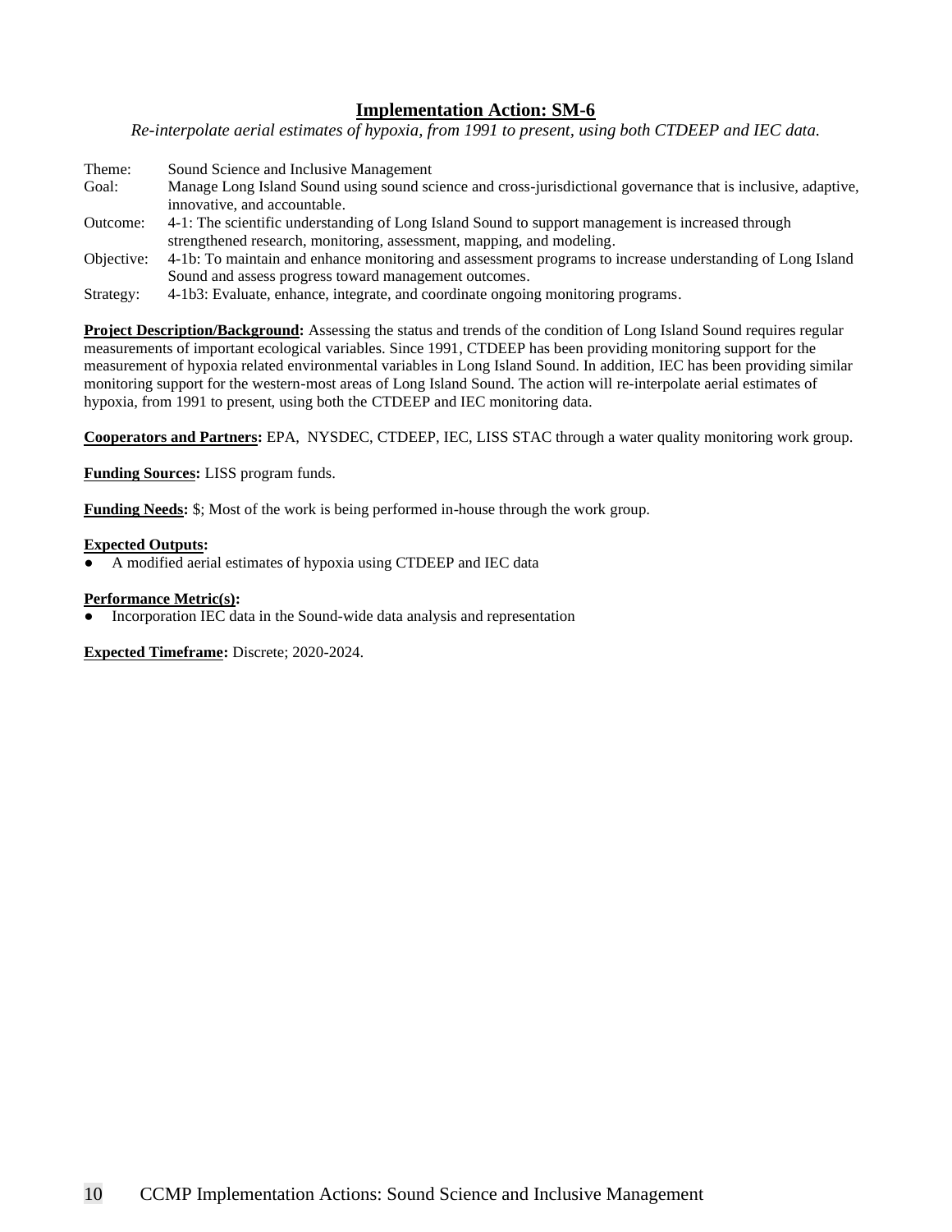## Implementation Action: SM-6

*Re-interpolate aerial estimates of hypoxia, from 1991 to present, using both CTDEEP and IEC data.*

Theme: Sound Science and Inclusive Management
Goal: Manage Long Island Sound using sound science and cross-jurisdictional governance that is inclusive, adaptive, innovative, and accountable.
Outcome: 4-1: The scientific understanding of Long Island Sound to support management is increased through strengthened research, monitoring, assessment, mapping, and modeling.
Objective: 4-1b: To maintain and enhance monitoring and assessment programs to increase understanding of Long Island Sound and assess progress toward management outcomes.
Strategy: 4-1b3: Evaluate, enhance, integrate, and coordinate ongoing monitoring programs.

**Project Description/Background:** Assessing the status and trends of the condition of Long Island Sound requires regular measurements of important ecological variables. Since 1991, CTDEEP has been providing monitoring support for the measurement of hypoxia related environmental variables in Long Island Sound. In addition, IEC has been providing similar monitoring support for the western-most areas of Long Island Sound. The action will re-interpolate aerial estimates of hypoxia, from 1991 to present, using both the CTDEEP and IEC monitoring data.

**Cooperators and Partners:** EPA, NYSDEC, CTDEEP, IEC, LISS STAC through a water quality monitoring work group.

**Funding Sources:** LISS program funds.

**Funding Needs:** $; Most of the work is being performed in-house through the work group.

**Expected Outputs:**

- A modified aerial estimates of hypoxia using CTDEEP and IEC data

**Performance Metric(s):**

- Incorporation IEC data in the Sound-wide data analysis and representation

**Expected Timeframe:** Discrete; 2020-2024.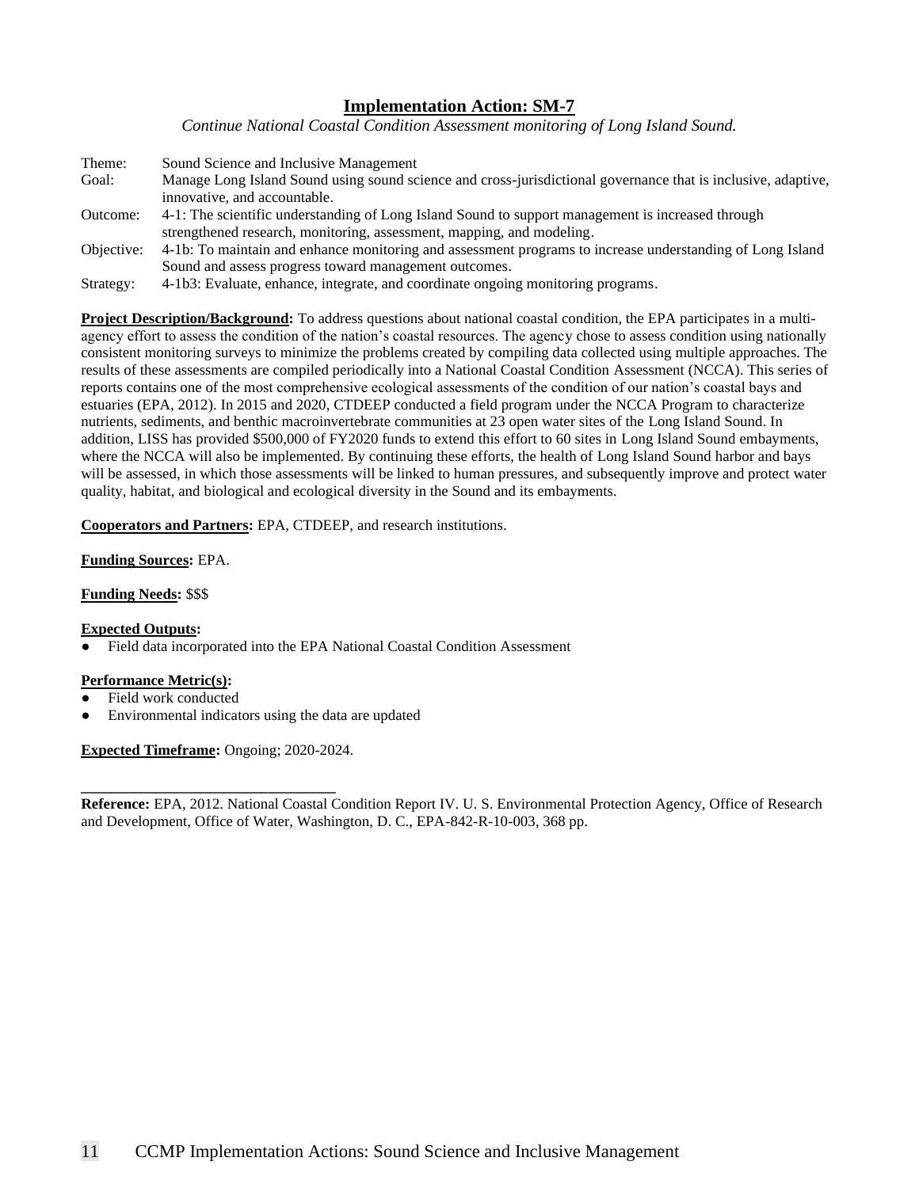## Implementation Action: SM-7

*Continue National Coastal Condition Assessment monitoring of Long Island Sound.*

Theme: Sound Science and Inclusive Management
Goal: Manage Long Island Sound using sound science and cross-jurisdictional governance that is inclusive, adaptive, innovative, and accountable.
Outcome: 4-1: The scientific understanding of Long Island Sound to support management is increased through strengthened research, monitoring, assessment, mapping, and modeling.
Objective: 4-1b: To maintain and enhance monitoring and assessment programs to increase understanding of Long Island Sound and assess progress toward management outcomes.
Strategy: 4-1b3: Evaluate, enhance, integrate, and coordinate ongoing monitoring programs.

**Project Description/Background:** To address questions about national coastal condition, the EPA participates in a multi-agency effort to assess the condition of the nation's coastal resources. The agency chose to assess condition using nationally consistent monitoring surveys to minimize the problems created by compiling data collected using multiple approaches. The results of these assessments are compiled periodically into a National Coastal Condition Assessment (NCCA). This series of reports contains one of the most comprehensive ecological assessments of the condition of our nation's coastal bays and estuaries (EPA, 2012). In 2015 and 2020, CTDEEP conducted a field program under the NCCA Program to characterize nutrients, sediments, and benthic macroinvertebrate communities at 23 open water sites of the Long Island Sound. In addition, LISS has provided $500,000 of FY2020 funds to extend this effort to 60 sites in Long Island Sound embayments, where the NCCA will also be implemented. By continuing these efforts, the health of Long Island Sound harbor and bays will be assessed, in which those assessments will be linked to human pressures, and subsequently improve and protect water quality, habitat, and biological and ecological diversity in the Sound and its embayments.

**Cooperators and Partners:** EPA, CTDEEP, and research institutions.

**Funding Sources:** EPA.

**Funding Needs:** $$$

**Expected Outputs:**

- Field data incorporated into the EPA National Coastal Condition Assessment

**Performance Metric(s):**

- Field work conducted
- Environmental indicators using the data are updated

**Expected Timeframe:** Ongoing; 2020-2024.

---

**Reference:** EPA, 2012. National Coastal Condition Report IV. U. S. Environmental Protection Agency, Office of Research and Development, Office of Water, Washington, D. C., EPA-842-R-10-003, 368 pp.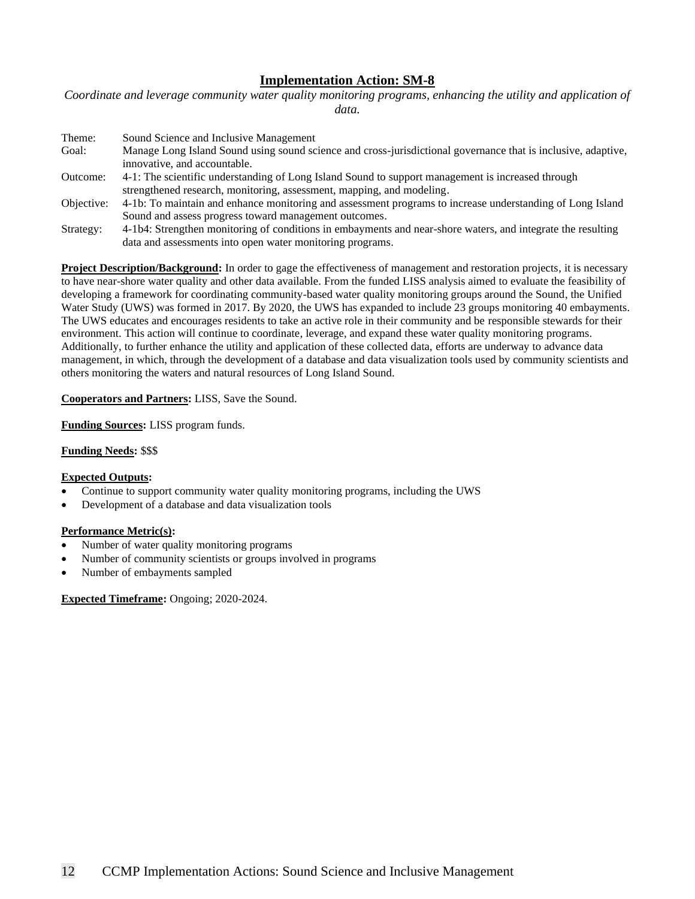## Implementation Action: SM-8

*Coordinate and leverage community water quality monitoring programs, enhancing the utility and application of data.*

| | |
|---|---|
| Theme: | Sound Science and Inclusive Management |
| Goal: | Manage Long Island Sound using sound science and cross-jurisdictional governance that is inclusive, adaptive, innovative, and accountable. |
| Outcome: | 4-1: The scientific understanding of Long Island Sound to support management is increased through strengthened research, monitoring, assessment, mapping, and modeling. |
| Objective: | 4-1b: To maintain and enhance monitoring and assessment programs to increase understanding of Long Island Sound and assess progress toward management outcomes. |
| Strategy: | 4-1b4: Strengthen monitoring of conditions in embayments and near-shore waters, and integrate the resulting data and assessments into open water monitoring programs. |

**Project Description/Background:** In order to gage the effectiveness of management and restoration projects, it is necessary to have near-shore water quality and other data available. From the funded LISS analysis aimed to evaluate the feasibility of developing a framework for coordinating community-based water quality monitoring groups around the Sound, the Unified Water Study (UWS) was formed in 2017. By 2020, the UWS has expanded to include 23 groups monitoring 40 embayments. The UWS educates and encourages residents to take an active role in their community and be responsible stewards for their environment. This action will continue to coordinate, leverage, and expand these water quality monitoring programs. Additionally, to further enhance the utility and application of these collected data, efforts are underway to advance data management, in which, through the development of a database and data visualization tools used by community scientists and others monitoring the waters and natural resources of Long Island Sound.

**Cooperators and Partners:** LISS, Save the Sound.

**Funding Sources:** LISS program funds.

**Funding Needs:** $$$

**Expected Outputs:**

- Continue to support community water quality monitoring programs, including the UWS
- Development of a database and data visualization tools

**Performance Metric(s):**

- Number of water quality monitoring programs
- Number of community scientists or groups involved in programs
- Number of embayments sampled

**Expected Timeframe:** Ongoing; 2020-2024.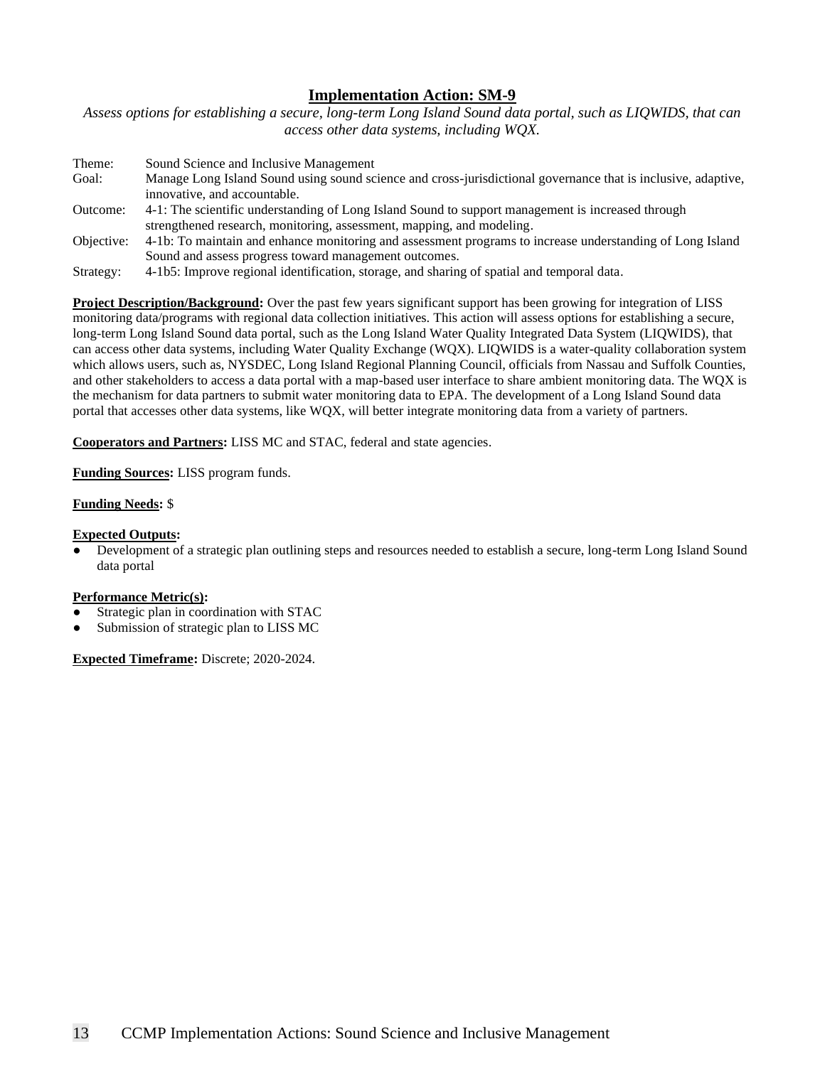## Implementation Action: SM-9

*Assess options for establishing a secure, long-term Long Island Sound data portal, such as LIQWIDS, that can access other data systems, including WQX.*

| | |
|---|---|
| Theme: | Sound Science and Inclusive Management |
| Goal: | Manage Long Island Sound using sound science and cross-jurisdictional governance that is inclusive, adaptive, innovative, and accountable. |
| Outcome: | 4-1: The scientific understanding of Long Island Sound to support management is increased through strengthened research, monitoring, assessment, mapping, and modeling. |
| Objective: | 4-1b: To maintain and enhance monitoring and assessment programs to increase understanding of Long Island Sound and assess progress toward management outcomes. |
| Strategy: | 4-1b5: Improve regional identification, storage, and sharing of spatial and temporal data. |

**Project Description/Background:** Over the past few years significant support has been growing for integration of LISS monitoring data/programs with regional data collection initiatives. This action will assess options for establishing a secure, long-term Long Island Sound data portal, such as the Long Island Water Quality Integrated Data System (LIQWIDS), that can access other data systems, including Water Quality Exchange (WQX). LIQWIDS is a water-quality collaboration system which allows users, such as, NYSDEC, Long Island Regional Planning Council, officials from Nassau and Suffolk Counties, and other stakeholders to access a data portal with a map-based user interface to share ambient monitoring data. The WQX is the mechanism for data partners to submit water monitoring data to EPA. The development of a Long Island Sound data portal that accesses other data systems, like WQX, will better integrate monitoring data from a variety of partners.

**Cooperators and Partners:** LISS MC and STAC, federal and state agencies.

**Funding Sources:** LISS program funds.

**Funding Needs:** $

**Expected Outputs:**

- Development of a strategic plan outlining steps and resources needed to establish a secure, long-term Long Island Sound data portal

**Performance Metric(s):**

- Strategic plan in coordination with STAC
- Submission of strategic plan to LISS MC

**Expected Timeframe:** Discrete; 2020-2024.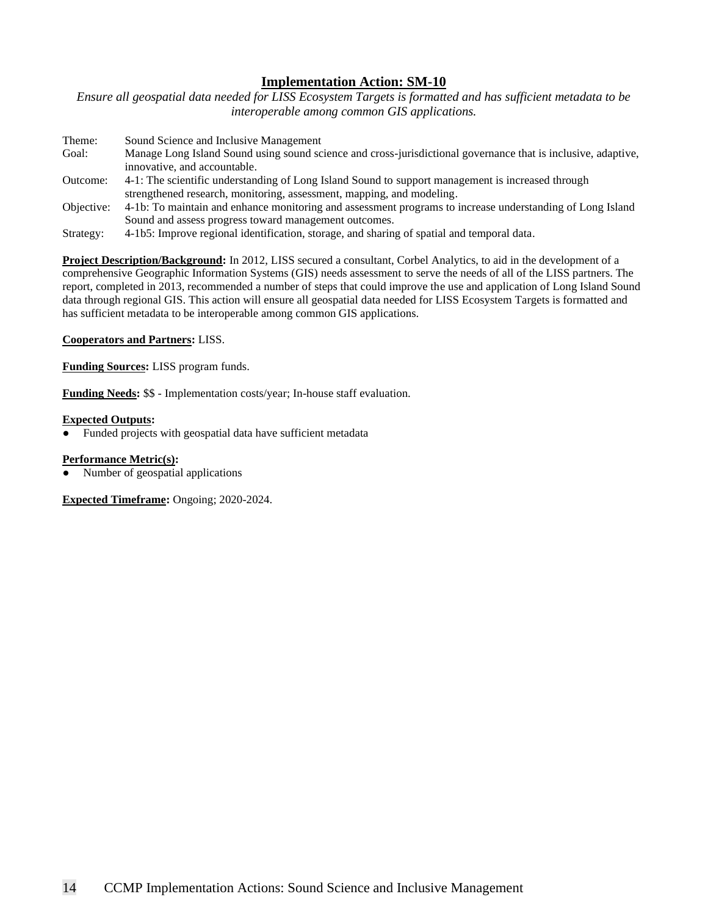## Implementation Action: SM-10

*Ensure all geospatial data needed for LISS Ecosystem Targets is formatted and has sufficient metadata to be interoperable among common GIS applications.*

| | |
|---|---|
| Theme: | Sound Science and Inclusive Management |
| Goal: | Manage Long Island Sound using sound science and cross-jurisdictional governance that is inclusive, adaptive, innovative, and accountable. |
| Outcome: | 4-1: The scientific understanding of Long Island Sound to support management is increased through strengthened research, monitoring, assessment, mapping, and modeling. |
| Objective: | 4-1b: To maintain and enhance monitoring and assessment programs to increase understanding of Long Island Sound and assess progress toward management outcomes. |
| Strategy: | 4-1b5: Improve regional identification, storage, and sharing of spatial and temporal data. |

**Project Description/Background:** In 2012, LISS secured a consultant, Corbel Analytics, to aid in the development of a comprehensive Geographic Information Systems (GIS) needs assessment to serve the needs of all of the LISS partners. The report, completed in 2013, recommended a number of steps that could improve the use and application of Long Island Sound data through regional GIS. This action will ensure all geospatial data needed for LISS Ecosystem Targets is formatted and has sufficient metadata to be interoperable among common GIS applications.

**Cooperators and Partners:** LISS.

**Funding Sources:** LISS program funds.

**Funding Needs:** $$ - Implementation costs/year; In-house staff evaluation.

**Expected Outputs:**

- Funded projects with geospatial data have sufficient metadata

**Performance Metric(s):**

- Number of geospatial applications

**Expected Timeframe:** Ongoing; 2020-2024.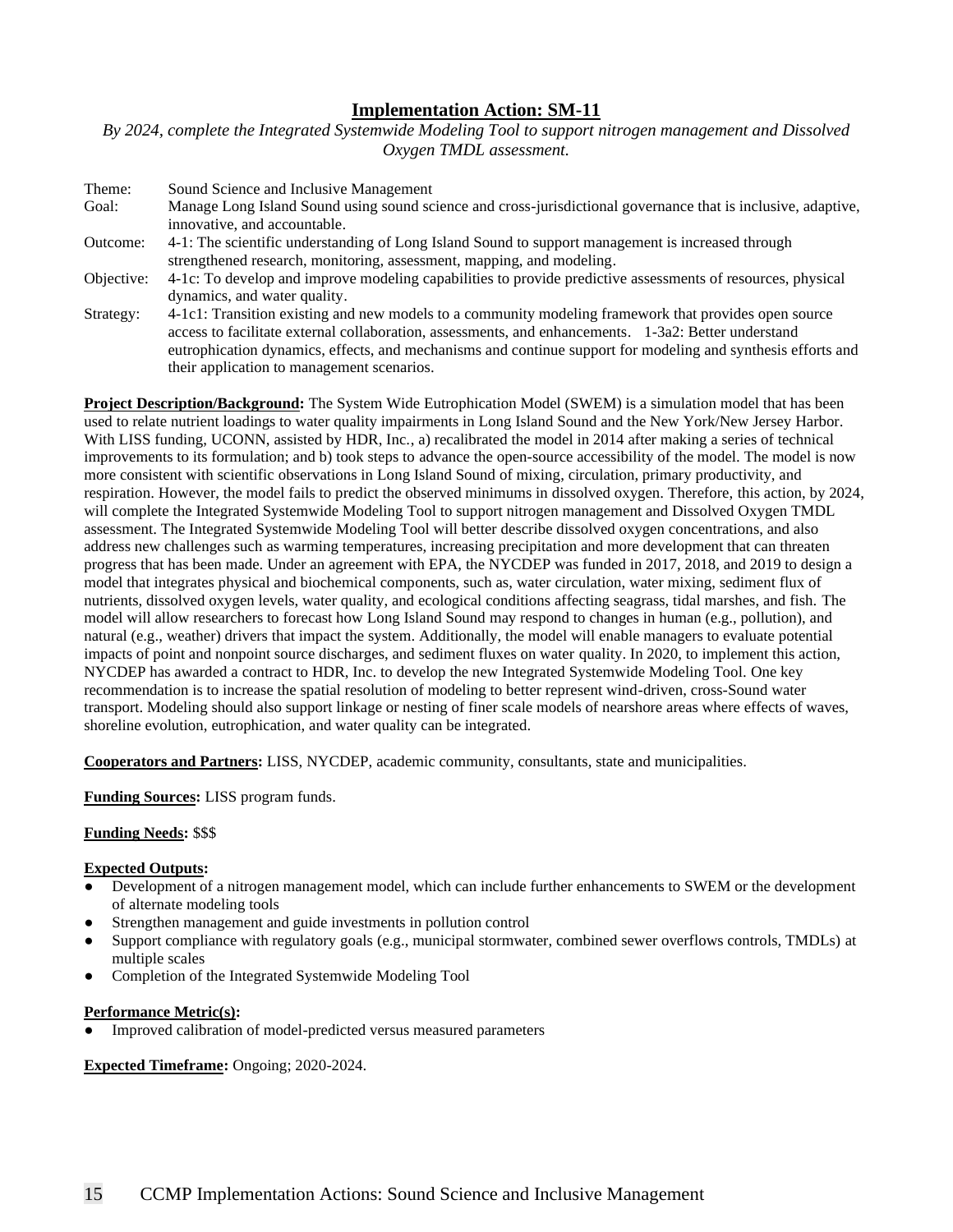## Implementation Action: SM-11

*By 2024, complete the Integrated Systemwide Modeling Tool to support nitrogen management and Dissolved Oxygen TMDL assessment.*

| | |
|---|---|
| Theme: | Sound Science and Inclusive Management |
| Goal: | Manage Long Island Sound using sound science and cross-jurisdictional governance that is inclusive, adaptive, innovative, and accountable. |
| Outcome: | 4-1: The scientific understanding of Long Island Sound to support management is increased through strengthened research, monitoring, assessment, mapping, and modeling. |
| Objective: | 4-1c: To develop and improve modeling capabilities to provide predictive assessments of resources, physical dynamics, and water quality. |
| Strategy: | 4-1c1: Transition existing and new models to a community modeling framework that provides open source access to facilitate external collaboration, assessments, and enhancements. 1-3a2: Better understand eutrophication dynamics, effects, and mechanisms and continue support for modeling and synthesis efforts and their application to management scenarios. |

**Project Description/Background:** The System Wide Eutrophication Model (SWEM) is a simulation model that has been used to relate nutrient loadings to water quality impairments in Long Island Sound and the New York/New Jersey Harbor. With LISS funding, UCONN, assisted by HDR, Inc., a) recalibrated the model in 2014 after making a series of technical improvements to its formulation; and b) took steps to advance the open-source accessibility of the model. The model is now more consistent with scientific observations in Long Island Sound of mixing, circulation, primary productivity, and respiration. However, the model fails to predict the observed minimums in dissolved oxygen. Therefore, this action, by 2024, will complete the Integrated Systemwide Modeling Tool to support nitrogen management and Dissolved Oxygen TMDL assessment. The Integrated Systemwide Modeling Tool will better describe dissolved oxygen concentrations, and also address new challenges such as warming temperatures, increasing precipitation and more development that can threaten progress that has been made. Under an agreement with EPA, the NYCDEP was funded in 2017, 2018, and 2019 to design a model that integrates physical and biochemical components, such as, water circulation, water mixing, sediment flux of nutrients, dissolved oxygen levels, water quality, and ecological conditions affecting seagrass, tidal marshes, and fish. The model will allow researchers to forecast how Long Island Sound may respond to changes in human (e.g., pollution), and natural (e.g., weather) drivers that impact the system. Additionally, the model will enable managers to evaluate potential impacts of point and nonpoint source discharges, and sediment fluxes on water quality. In 2020, to implement this action, NYCDEP has awarded a contract to HDR, Inc. to develop the new Integrated Systemwide Modeling Tool. One key recommendation is to increase the spatial resolution of modeling to better represent wind-driven, cross-Sound water transport. Modeling should also support linkage or nesting of finer scale models of nearshore areas where effects of waves, shoreline evolution, eutrophication, and water quality can be integrated.

**Cooperators and Partners:** LISS, NYCDEP, academic community, consultants, state and municipalities.

**Funding Sources:** LISS program funds.

**Funding Needs:** $$$

**Expected Outputs:**

- Development of a nitrogen management model, which can include further enhancements to SWEM or the development of alternate modeling tools
- Strengthen management and guide investments in pollution control
- Support compliance with regulatory goals (e.g., municipal stormwater, combined sewer overflows controls, TMDLs) at multiple scales
- Completion of the Integrated Systemwide Modeling Tool

**Performance Metric(s):**

- Improved calibration of model-predicted versus measured parameters

**Expected Timeframe:** Ongoing; 2020-2024.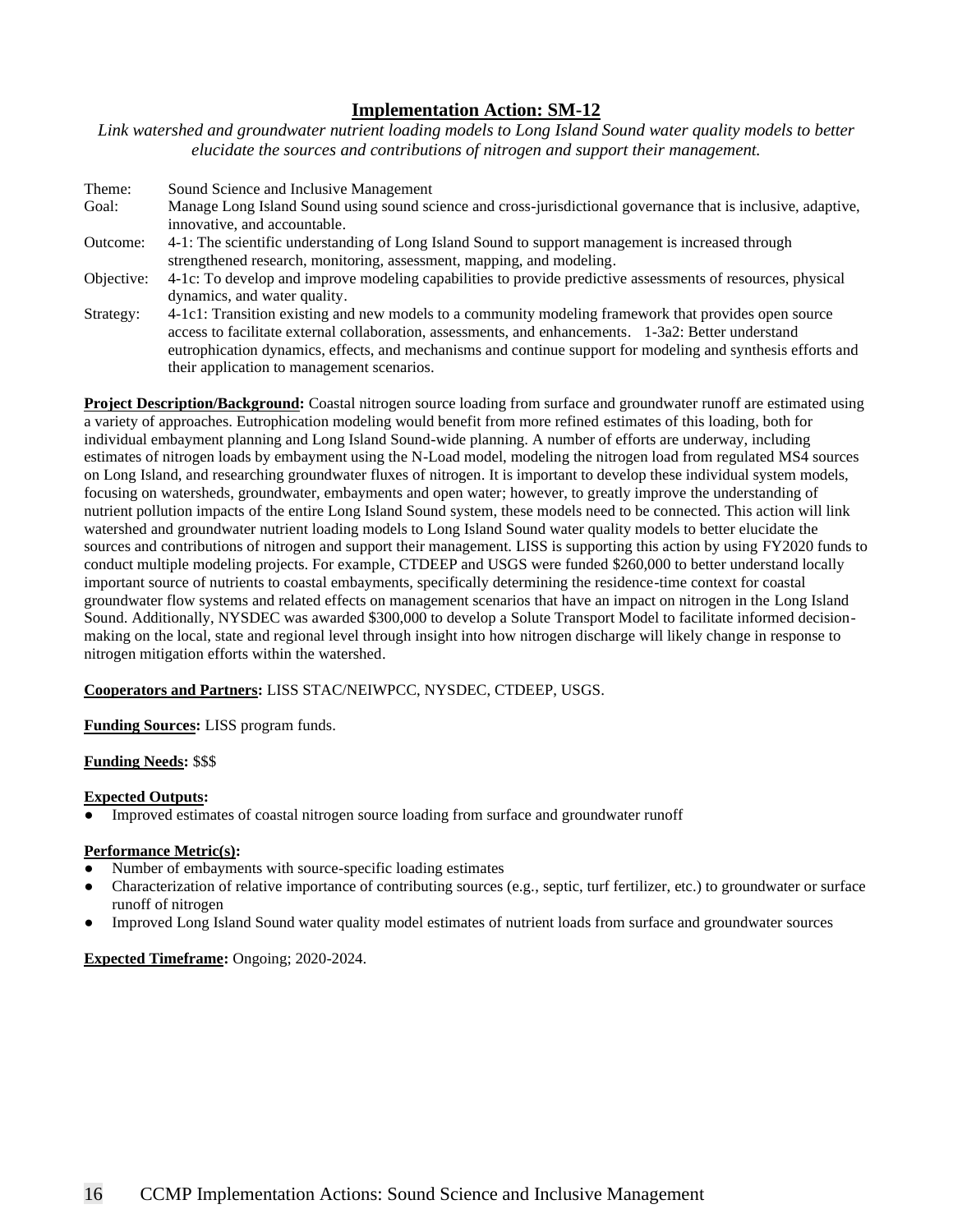## Implementation Action: SM-12

*Link watershed and groundwater nutrient loading models to Long Island Sound water quality models to better elucidate the sources and contributions of nitrogen and support their management.*

| | |
|---|---|
| Theme: | Sound Science and Inclusive Management |
| Goal: | Manage Long Island Sound using sound science and cross-jurisdictional governance that is inclusive, adaptive, innovative, and accountable. |
| Outcome: | 4-1: The scientific understanding of Long Island Sound to support management is increased through strengthened research, monitoring, assessment, mapping, and modeling. |
| Objective: | 4-1c: To develop and improve modeling capabilities to provide predictive assessments of resources, physical dynamics, and water quality. |
| Strategy: | 4-1c1: Transition existing and new models to a community modeling framework that provides open source access to facilitate external collaboration, assessments, and enhancements. 1-3a2: Better understand eutrophication dynamics, effects, and mechanisms and continue support for modeling and synthesis efforts and their application to management scenarios. |

**Project Description/Background:** Coastal nitrogen source loading from surface and groundwater runoff are estimated using a variety of approaches. Eutrophication modeling would benefit from more refined estimates of this loading, both for individual embayment planning and Long Island Sound-wide planning. A number of efforts are underway, including estimates of nitrogen loads by embayment using the N-Load model, modeling the nitrogen load from regulated MS4 sources on Long Island, and researching groundwater fluxes of nitrogen. It is important to develop these individual system models, focusing on watersheds, groundwater, embayments and open water; however, to greatly improve the understanding of nutrient pollution impacts of the entire Long Island Sound system, these models need to be connected. This action will link watershed and groundwater nutrient loading models to Long Island Sound water quality models to better elucidate the sources and contributions of nitrogen and support their management. LISS is supporting this action by using FY2020 funds to conduct multiple modeling projects. For example, CTDEEP and USGS were funded $260,000 to better understand locally important source of nutrients to coastal embayments, specifically determining the residence-time context for coastal groundwater flow systems and related effects on management scenarios that have an impact on nitrogen in the Long Island Sound. Additionally, NYSDEC was awarded $300,000 to develop a Solute Transport Model to facilitate informed decision-making on the local, state and regional level through insight into how nitrogen discharge will likely change in response to nitrogen mitigation efforts within the watershed.

**Cooperators and Partners:** LISS STAC/NEIWPCC, NYSDEC, CTDEEP, USGS.

**Funding Sources:** LISS program funds.

**Funding Needs:** $$$

**Expected Outputs:**

- Improved estimates of coastal nitrogen source loading from surface and groundwater runoff

**Performance Metric(s):**

- Number of embayments with source-specific loading estimates
- Characterization of relative importance of contributing sources (e.g., septic, turf fertilizer, etc.) to groundwater or surface runoff of nitrogen
- Improved Long Island Sound water quality model estimates of nutrient loads from surface and groundwater sources

**Expected Timeframe:** Ongoing; 2020-2024.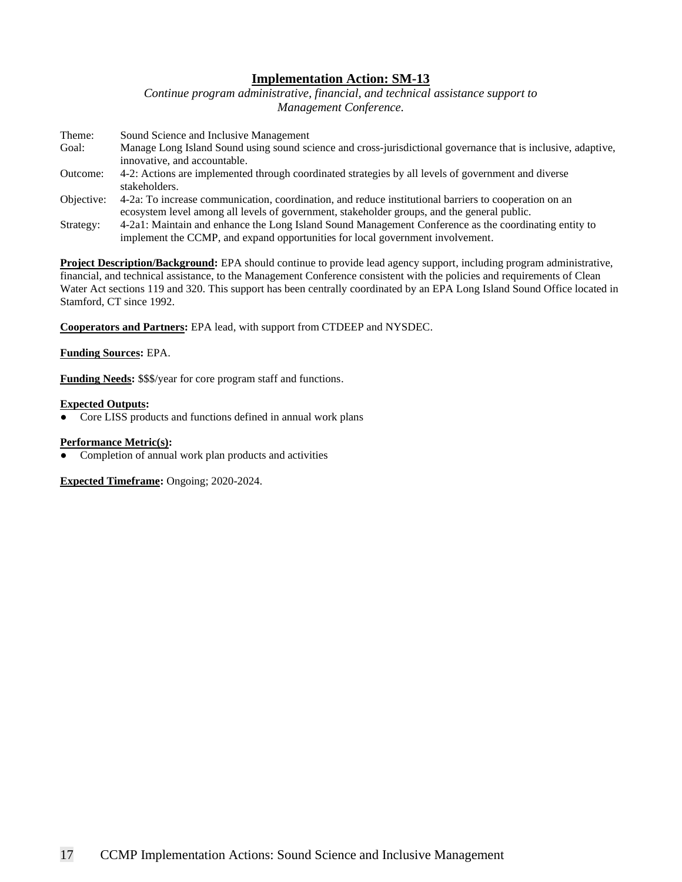## Implementation Action: SM-13

*Continue program administrative, financial, and technical assistance support to Management Conference.*

| | |
|---|---|
| Theme: | Sound Science and Inclusive Management |
| Goal: | Manage Long Island Sound using sound science and cross-jurisdictional governance that is inclusive, adaptive, innovative, and accountable. |
| Outcome: | 4-2: Actions are implemented through coordinated strategies by all levels of government and diverse stakeholders. |
| Objective: | 4-2a: To increase communication, coordination, and reduce institutional barriers to cooperation on an ecosystem level among all levels of government, stakeholder groups, and the general public. |
| Strategy: | 4-2a1: Maintain and enhance the Long Island Sound Management Conference as the coordinating entity to implement the CCMP, and expand opportunities for local government involvement. |

**Project Description/Background:** EPA should continue to provide lead agency support, including program administrative, financial, and technical assistance, to the Management Conference consistent with the policies and requirements of Clean Water Act sections 119 and 320. This support has been centrally coordinated by an EPA Long Island Sound Office located in Stamford, CT since 1992.

**Cooperators and Partners:** EPA lead, with support from CTDEEP and NYSDEC.

**Funding Sources:** EPA.

**Funding Needs:** $$$/year for core program staff and functions.

**Expected Outputs:**

- Core LISS products and functions defined in annual work plans

**Performance Metric(s):**

- Completion of annual work plan products and activities

**Expected Timeframe:** Ongoing; 2020-2024.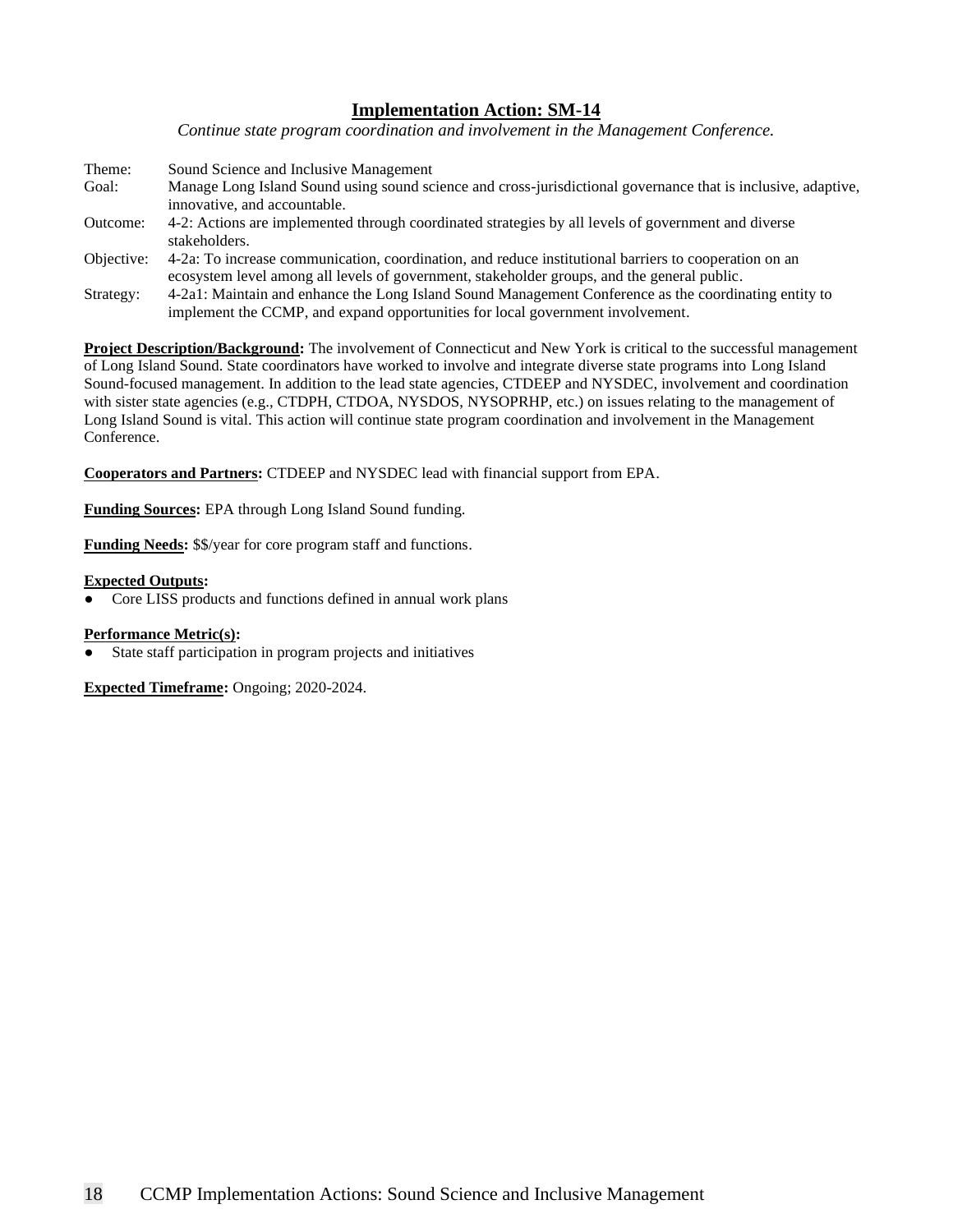## Implementation Action: SM-14

*Continue state program coordination and involvement in the Management Conference.*

| | |
|---|---|
| Theme: | Sound Science and Inclusive Management |
| Goal: | Manage Long Island Sound using sound science and cross-jurisdictional governance that is inclusive, adaptive, innovative, and accountable. |
| Outcome: | 4-2: Actions are implemented through coordinated strategies by all levels of government and diverse stakeholders. |
| Objective: | 4-2a: To increase communication, coordination, and reduce institutional barriers to cooperation on an ecosystem level among all levels of government, stakeholder groups, and the general public. |
| Strategy: | 4-2a1: Maintain and enhance the Long Island Sound Management Conference as the coordinating entity to implement the CCMP, and expand opportunities for local government involvement. |

**Project Description/Background:** The involvement of Connecticut and New York is critical to the successful management of Long Island Sound. State coordinators have worked to involve and integrate diverse state programs into Long Island Sound-focused management. In addition to the lead state agencies, CTDEEP and NYSDEC, involvement and coordination with sister state agencies (e.g., CTDPH, CTDOA, NYSDOS, NYSOPRHP, etc.) on issues relating to the management of Long Island Sound is vital. This action will continue state program coordination and involvement in the Management Conference.

**Cooperators and Partners:** CTDEEP and NYSDEC lead with financial support from EPA.

**Funding Sources:** EPA through Long Island Sound funding.

**Funding Needs:** $$/year for core program staff and functions.

**Expected Outputs:**

- Core LISS products and functions defined in annual work plans

**Performance Metric(s):**

- State staff participation in program projects and initiatives

**Expected Timeframe:** Ongoing; 2020-2024.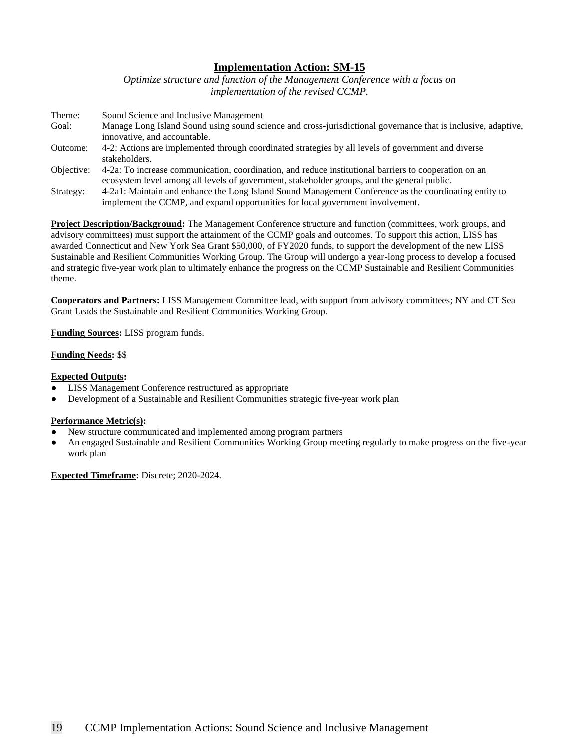## Implementation Action: SM-15

*Optimize structure and function of the Management Conference with a focus on implementation of the revised CCMP.*

| | |
|---|---|
| Theme: | Sound Science and Inclusive Management |
| Goal: | Manage Long Island Sound using sound science and cross-jurisdictional governance that is inclusive, adaptive, innovative, and accountable. |
| Outcome: | 4-2: Actions are implemented through coordinated strategies by all levels of government and diverse stakeholders. |
| Objective: | 4-2a: To increase communication, coordination, and reduce institutional barriers to cooperation on an ecosystem level among all levels of government, stakeholder groups, and the general public. |
| Strategy: | 4-2a1: Maintain and enhance the Long Island Sound Management Conference as the coordinating entity to implement the CCMP, and expand opportunities for local government involvement. |

**Project Description/Background:** The Management Conference structure and function (committees, work groups, and advisory committees) must support the attainment of the CCMP goals and outcomes. To support this action, LISS has awarded Connecticut and New York Sea Grant $50,000, of FY2020 funds, to support the development of the new LISS Sustainable and Resilient Communities Working Group. The Group will undergo a year-long process to develop a focused and strategic five-year work plan to ultimately enhance the progress on the CCMP Sustainable and Resilient Communities theme.

**Cooperators and Partners:** LISS Management Committee lead, with support from advisory committees; NY and CT Sea Grant Leads the Sustainable and Resilient Communities Working Group.

**Funding Sources:** LISS program funds.

**Funding Needs:** $$

**Expected Outputs:**

- LISS Management Conference restructured as appropriate
- Development of a Sustainable and Resilient Communities strategic five-year work plan

**Performance Metric(s):**

- New structure communicated and implemented among program partners
- An engaged Sustainable and Resilient Communities Working Group meeting regularly to make progress on the five-year work plan

**Expected Timeframe:** Discrete; 2020-2024.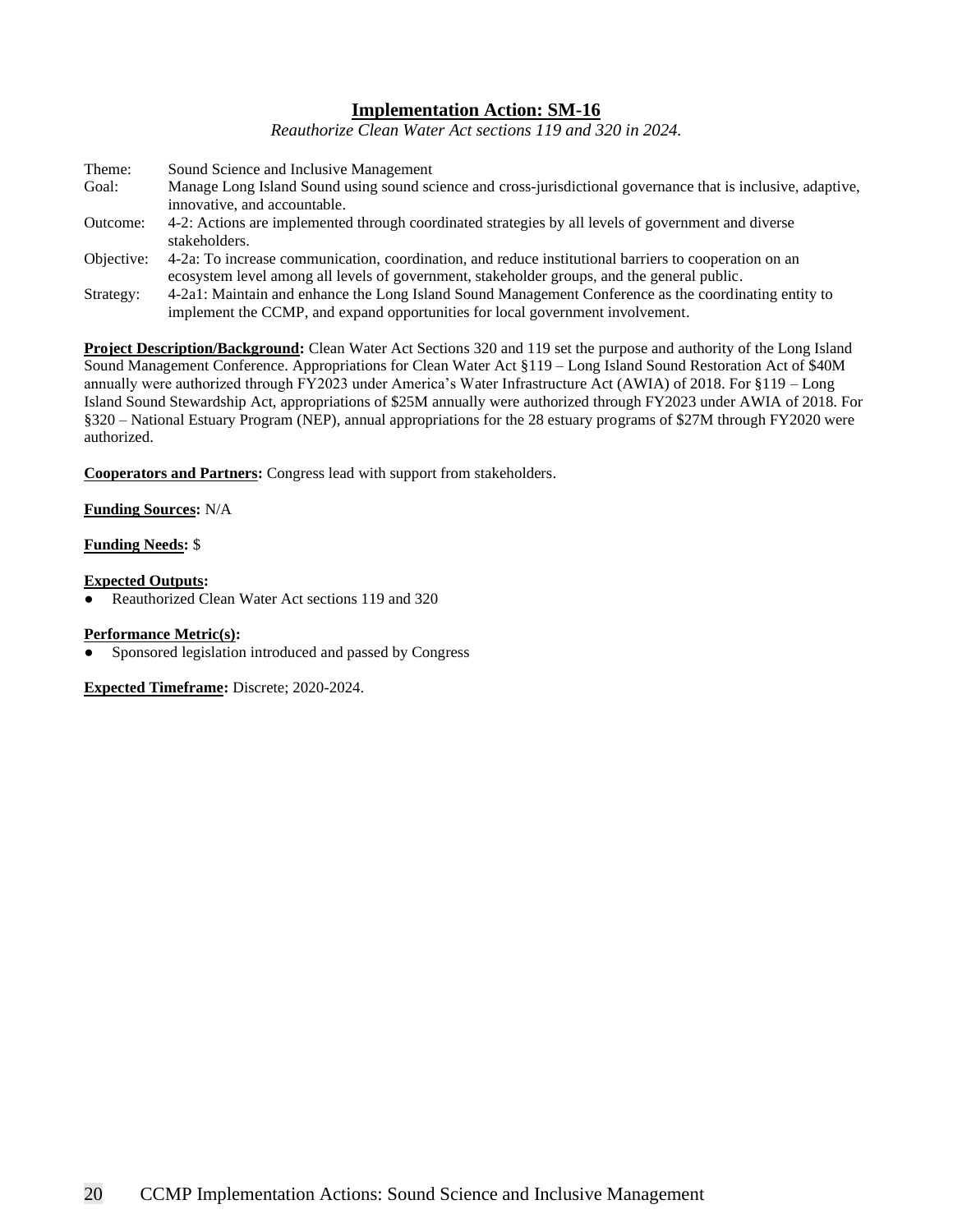## Implementation Action: SM-16

*Reauthorize Clean Water Act sections 119 and 320 in 2024.*

| | |
|---|---|
| Theme: | Sound Science and Inclusive Management |
| Goal: | Manage Long Island Sound using sound science and cross-jurisdictional governance that is inclusive, adaptive, innovative, and accountable. |
| Outcome: | 4-2: Actions are implemented through coordinated strategies by all levels of government and diverse stakeholders. |
| Objective: | 4-2a: To increase communication, coordination, and reduce institutional barriers to cooperation on an ecosystem level among all levels of government, stakeholder groups, and the general public. |
| Strategy: | 4-2a1: Maintain and enhance the Long Island Sound Management Conference as the coordinating entity to implement the CCMP, and expand opportunities for local government involvement. |

**Project Description/Background:** Clean Water Act Sections 320 and 119 set the purpose and authority of the Long Island Sound Management Conference. Appropriations for Clean Water Act §119 – Long Island Sound Restoration Act of $40M annually were authorized through FY2023 under America's Water Infrastructure Act (AWIA) of 2018. For §119 – Long Island Sound Stewardship Act, appropriations of $25M annually were authorized through FY2023 under AWIA of 2018. For §320 – National Estuary Program (NEP), annual appropriations for the 28 estuary programs of $27M through FY2020 were authorized.

**Cooperators and Partners:** Congress lead with support from stakeholders.

**Funding Sources:** N/A

**Funding Needs:** $

**Expected Outputs:**

- Reauthorized Clean Water Act sections 119 and 320

**Performance Metric(s):**

- Sponsored legislation introduced and passed by Congress

**Expected Timeframe:** Discrete; 2020-2024.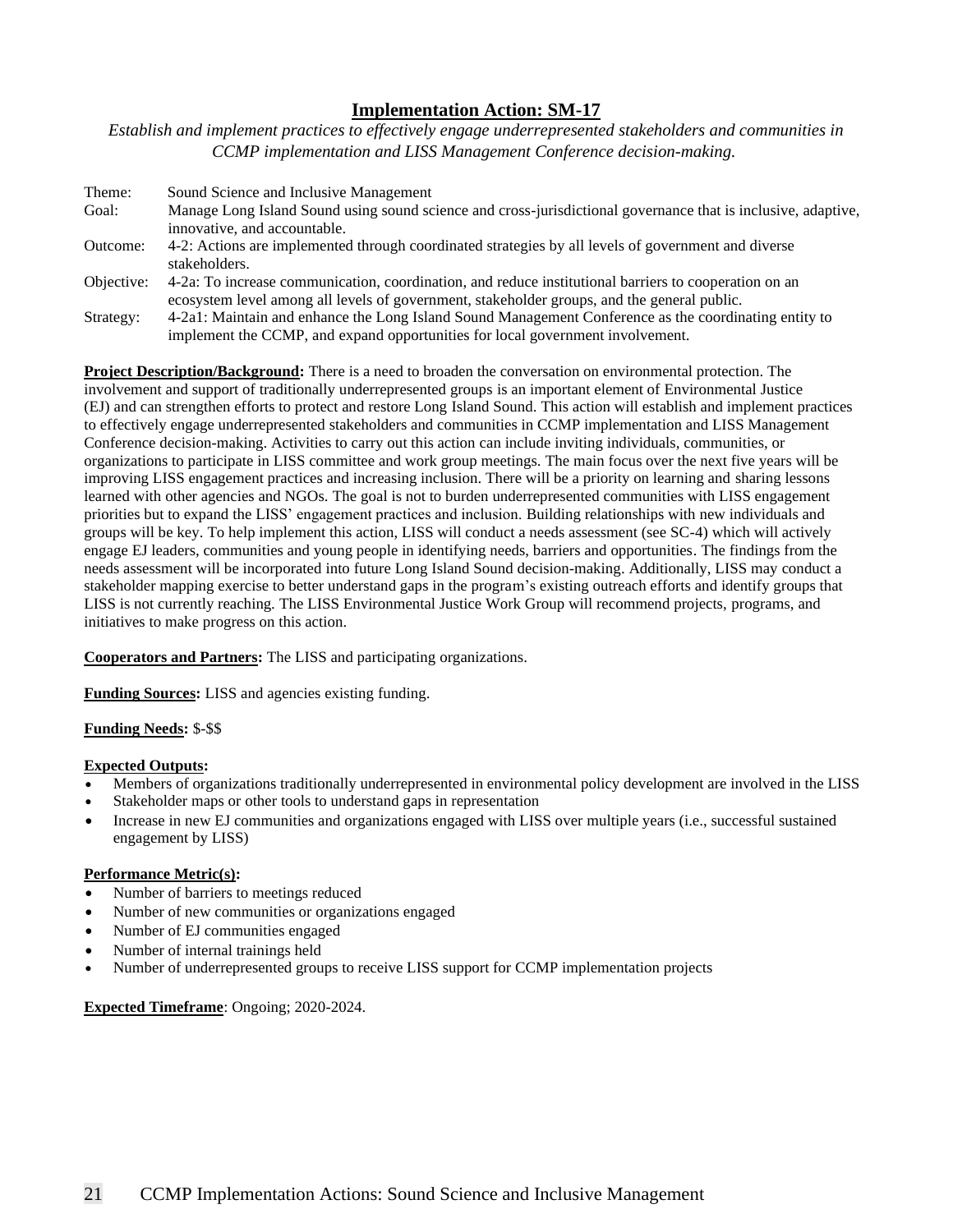## Implementation Action: SM-17

*Establish and implement practices to effectively engage underrepresented stakeholders and communities in CCMP implementation and LISS Management Conference decision-making.*

| | |
|---|---|
| Theme: | Sound Science and Inclusive Management |
| Goal: | Manage Long Island Sound using sound science and cross-jurisdictional governance that is inclusive, adaptive, innovative, and accountable. |
| Outcome: | 4-2: Actions are implemented through coordinated strategies by all levels of government and diverse stakeholders. |
| Objective: | 4-2a: To increase communication, coordination, and reduce institutional barriers to cooperation on an ecosystem level among all levels of government, stakeholder groups, and the general public. |
| Strategy: | 4-2a1: Maintain and enhance the Long Island Sound Management Conference as the coordinating entity to implement the CCMP, and expand opportunities for local government involvement. |

**Project Description/Background:** There is a need to broaden the conversation on environmental protection. The involvement and support of traditionally underrepresented groups is an important element of Environmental Justice (EJ) and can strengthen efforts to protect and restore Long Island Sound. This action will establish and implement practices to effectively engage underrepresented stakeholders and communities in CCMP implementation and LISS Management Conference decision-making. Activities to carry out this action can include inviting individuals, communities, or organizations to participate in LISS committee and work group meetings. The main focus over the next five years will be improving LISS engagement practices and increasing inclusion. There will be a priority on learning and sharing lessons learned with other agencies and NGOs. The goal is not to burden underrepresented communities with LISS engagement priorities but to expand the LISS' engagement practices and inclusion. Building relationships with new individuals and groups will be key. To help implement this action, LISS will conduct a needs assessment (see SC-4) which will actively engage EJ leaders, communities and young people in identifying needs, barriers and opportunities. The findings from the needs assessment will be incorporated into future Long Island Sound decision-making. Additionally, LISS may conduct a stakeholder mapping exercise to better understand gaps in the program's existing outreach efforts and identify groups that LISS is not currently reaching. The LISS Environmental Justice Work Group will recommend projects, programs, and initiatives to make progress on this action.

**Cooperators and Partners:** The LISS and participating organizations.

**Funding Sources:** LISS and agencies existing funding.

**Funding Needs:** $-$$

**Expected Outputs:**

- Members of organizations traditionally underrepresented in environmental policy development are involved in the LISS
- Stakeholder maps or other tools to understand gaps in representation
- Increase in new EJ communities and organizations engaged with LISS over multiple years (i.e., successful sustained engagement by LISS)

**Performance Metric(s):**

- Number of barriers to meetings reduced
- Number of new communities or organizations engaged
- Number of EJ communities engaged
- Number of internal trainings held
- Number of underrepresented groups to receive LISS support for CCMP implementation projects

**Expected Timeframe**: Ongoing; 2020-2024.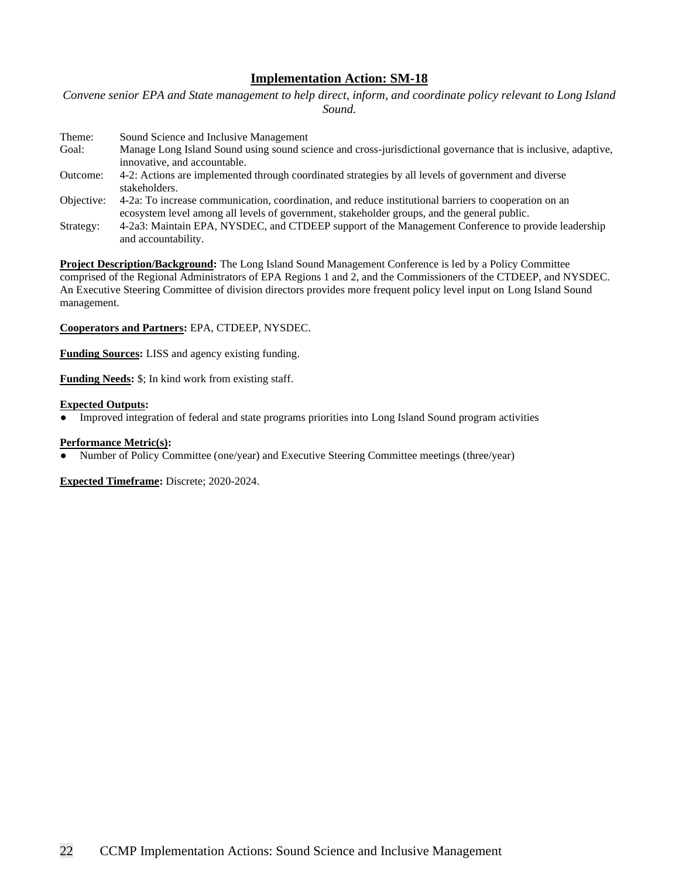## Implementation Action: SM-18

*Convene senior EPA and State management to help direct, inform, and coordinate policy relevant to Long Island Sound.*

| | |
|---|---|
| Theme: | Sound Science and Inclusive Management |
| Goal: | Manage Long Island Sound using sound science and cross-jurisdictional governance that is inclusive, adaptive, innovative, and accountable. |
| Outcome: | 4-2: Actions are implemented through coordinated strategies by all levels of government and diverse stakeholders. |
| Objective: | 4-2a: To increase communication, coordination, and reduce institutional barriers to cooperation on an ecosystem level among all levels of government, stakeholder groups, and the general public. |
| Strategy: | 4-2a3: Maintain EPA, NYSDEC, and CTDEEP support of the Management Conference to provide leadership and accountability. |

**Project Description/Background:** The Long Island Sound Management Conference is led by a Policy Committee comprised of the Regional Administrators of EPA Regions 1 and 2, and the Commissioners of the CTDEEP, and NYSDEC. An Executive Steering Committee of division directors provides more frequent policy level input on Long Island Sound management.

**Cooperators and Partners:** EPA, CTDEEP, NYSDEC.

**Funding Sources:** LISS and agency existing funding.

**Funding Needs:** $; In kind work from existing staff.

**Expected Outputs:**

- Improved integration of federal and state programs priorities into Long Island Sound program activities

**Performance Metric(s):**

- Number of Policy Committee (one/year) and Executive Steering Committee meetings (three/year)

**Expected Timeframe:** Discrete; 2020-2024.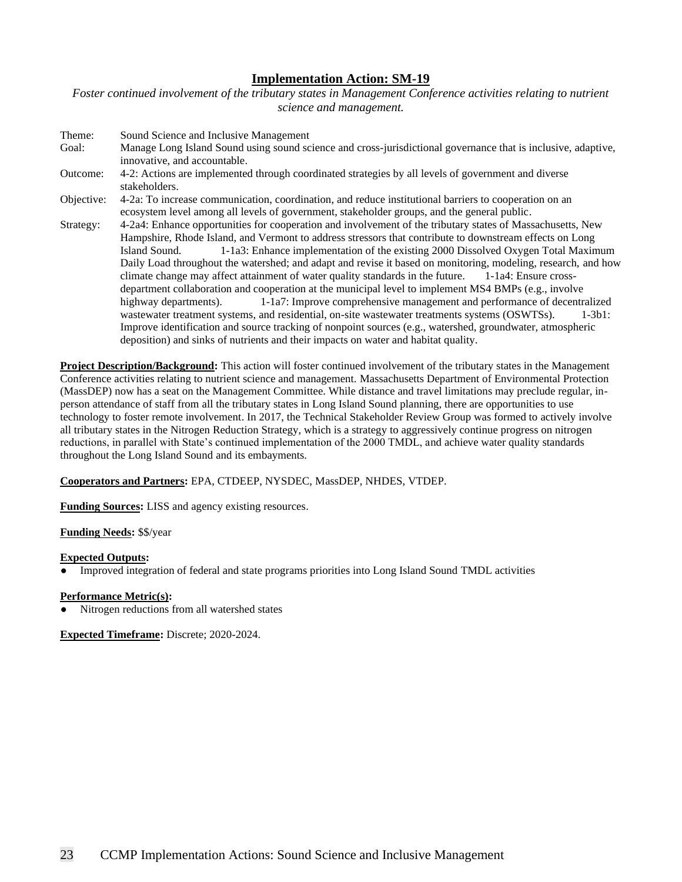## Implementation Action: SM-19

*Foster continued involvement of the tributary states in Management Conference activities relating to nutrient science and management.*

Theme: Sound Science and Inclusive Management

Goal: Manage Long Island Sound using sound science and cross-jurisdictional governance that is inclusive, adaptive, innovative, and accountable.

Outcome: 4-2: Actions are implemented through coordinated strategies by all levels of government and diverse stakeholders.

Objective: 4-2a: To increase communication, coordination, and reduce institutional barriers to cooperation on an ecosystem level among all levels of government, stakeholder groups, and the general public.

Strategy: 4-2a4: Enhance opportunities for cooperation and involvement of the tributary states of Massachusetts, New Hampshire, Rhode Island, and Vermont to address stressors that contribute to downstream effects on Long Island Sound. 1-1a3: Enhance implementation of the existing 2000 Dissolved Oxygen Total Maximum Daily Load throughout the watershed; and adapt and revise it based on monitoring, modeling, research, and how climate change may affect attainment of water quality standards in the future. 1-1a4: Ensure cross-department collaboration and cooperation at the municipal level to implement MS4 BMPs (e.g., involve highway departments). 1-1a7: Improve comprehensive management and performance of decentralized wastewater treatment systems, and residential, on-site wastewater treatments systems (OSWTSs). 1-3b1: Improve identification and source tracking of nonpoint sources (e.g., watershed, groundwater, atmospheric deposition) and sinks of nutrients and their impacts on water and habitat quality.

**Project Description/Background:** This action will foster continued involvement of the tributary states in the Management Conference activities relating to nutrient science and management. Massachusetts Department of Environmental Protection (MassDEP) now has a seat on the Management Committee. While distance and travel limitations may preclude regular, in-person attendance of staff from all the tributary states in Long Island Sound planning, there are opportunities to use technology to foster remote involvement. In 2017, the Technical Stakeholder Review Group was formed to actively involve all tributary states in the Nitrogen Reduction Strategy, which is a strategy to aggressively continue progress on nitrogen reductions, in parallel with State's continued implementation of the 2000 TMDL, and achieve water quality standards throughout the Long Island Sound and its embayments.

**Cooperators and Partners:** EPA, CTDEEP, NYSDEC, MassDEP, NHDES, VTDEP.

**Funding Sources:** LISS and agency existing resources.

**Funding Needs:** $$/year

**Expected Outputs:**

- Improved integration of federal and state programs priorities into Long Island Sound TMDL activities

**Performance Metric(s):**

- Nitrogen reductions from all watershed states

**Expected Timeframe:** Discrete; 2020-2024.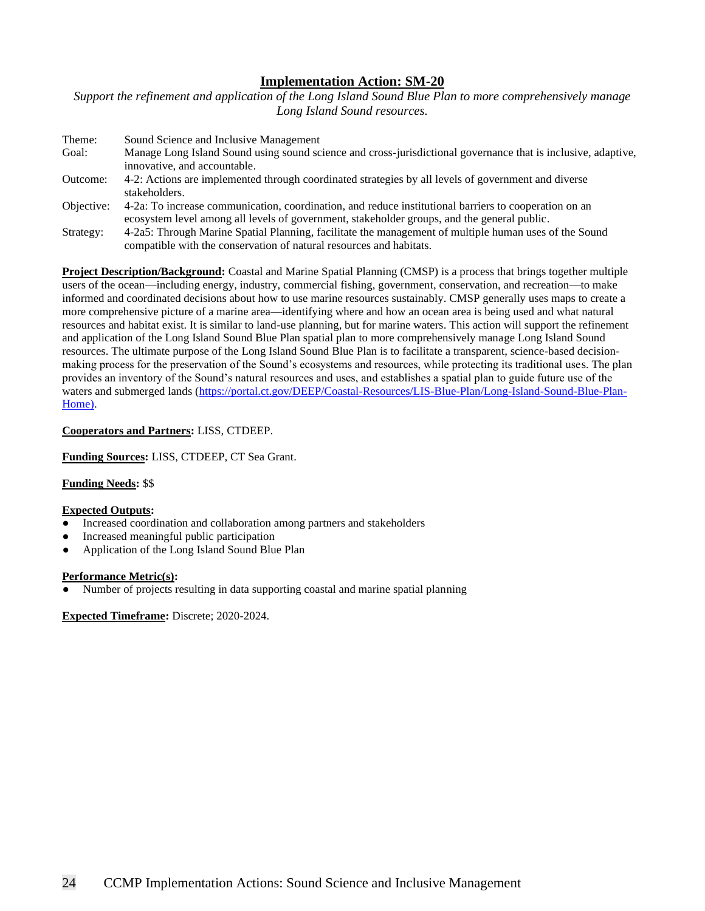## Implementation Action: SM-20

*Support the refinement and application of the Long Island Sound Blue Plan to more comprehensively manage Long Island Sound resources.*

| | |
|---|---|
| Theme: | Sound Science and Inclusive Management |
| Goal: | Manage Long Island Sound using sound science and cross-jurisdictional governance that is inclusive, adaptive, innovative, and accountable. |
| Outcome: | 4-2: Actions are implemented through coordinated strategies by all levels of government and diverse stakeholders. |
| Objective: | 4-2a: To increase communication, coordination, and reduce institutional barriers to cooperation on an ecosystem level among all levels of government, stakeholder groups, and the general public. |
| Strategy: | 4-2a5: Through Marine Spatial Planning, facilitate the management of multiple human uses of the Sound compatible with the conservation of natural resources and habitats. |

**Project Description/Background:** Coastal and Marine Spatial Planning (CMSP) is a process that brings together multiple users of the ocean—including energy, industry, commercial fishing, government, conservation, and recreation—to make informed and coordinated decisions about how to use marine resources sustainably. CMSP generally uses maps to create a more comprehensive picture of a marine area—identifying where and how an ocean area is being used and what natural resources and habitat exist. It is similar to land-use planning, but for marine waters. This action will support the refinement and application of the Long Island Sound Blue Plan spatial plan to more comprehensively manage Long Island Sound resources. The ultimate purpose of the Long Island Sound Blue Plan is to facilitate a transparent, science-based decision-making process for the preservation of the Sound's ecosystems and resources, while protecting its traditional uses. The plan provides an inventory of the Sound's natural resources and uses, and establishes a spatial plan to guide future use of the waters and submerged lands (https://portal.ct.gov/DEEP/Coastal-Resources/LIS-Blue-Plan/Long-Island-Sound-Blue-Plan-Home).

**Cooperators and Partners:** LISS, CTDEEP.

**Funding Sources:** LISS, CTDEEP, CT Sea Grant.

**Funding Needs:** $$

**Expected Outputs:**

- Increased coordination and collaboration among partners and stakeholders
- Increased meaningful public participation
- Application of the Long Island Sound Blue Plan

**Performance Metric(s):**

- Number of projects resulting in data supporting coastal and marine spatial planning

**Expected Timeframe:** Discrete; 2020-2024.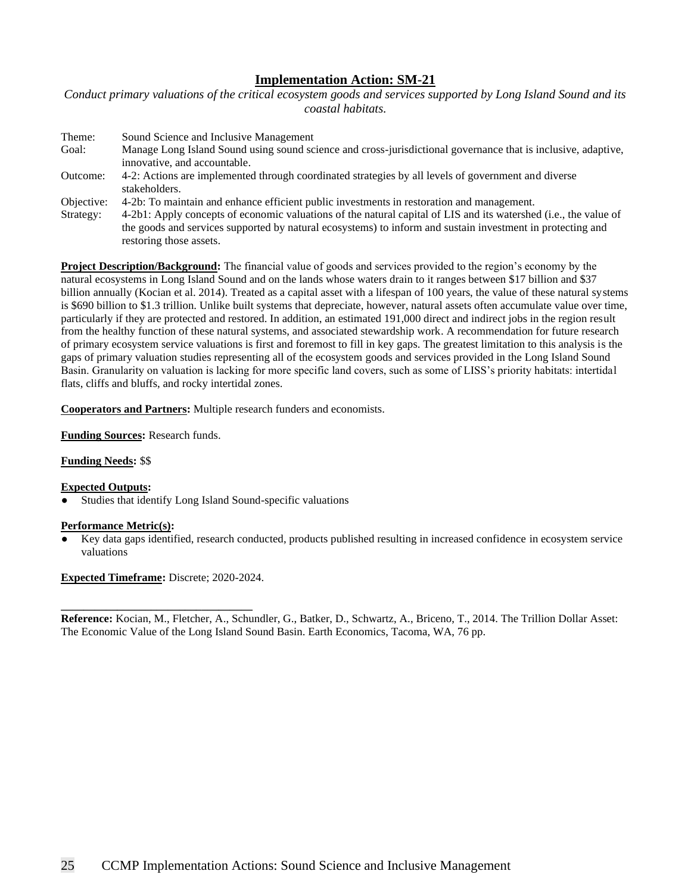## Implementation Action: SM-21

*Conduct primary valuations of the critical ecosystem goods and services supported by Long Island Sound and its coastal habitats.*

| | |
|---|---|
| Theme: | Sound Science and Inclusive Management |
| Goal: | Manage Long Island Sound using sound science and cross-jurisdictional governance that is inclusive, adaptive, innovative, and accountable. |
| Outcome: | 4-2: Actions are implemented through coordinated strategies by all levels of government and diverse stakeholders. |
| Objective: | 4-2b: To maintain and enhance efficient public investments in restoration and management. |
| Strategy: | 4-2b1: Apply concepts of economic valuations of the natural capital of LIS and its watershed (i.e., the value of the goods and services supported by natural ecosystems) to inform and sustain investment in protecting and restoring those assets. |

**Project Description/Background:** The financial value of goods and services provided to the region's economy by the natural ecosystems in Long Island Sound and on the lands whose waters drain to it ranges between $17 billion and $37 billion annually (Kocian et al. 2014). Treated as a capital asset with a lifespan of 100 years, the value of these natural systems is $690 billion to $1.3 trillion. Unlike built systems that depreciate, however, natural assets often accumulate value over time, particularly if they are protected and restored. In addition, an estimated 191,000 direct and indirect jobs in the region result from the healthy function of these natural systems, and associated stewardship work. A recommendation for future research of primary ecosystem service valuations is first and foremost to fill in key gaps. The greatest limitation to this analysis is the gaps of primary valuation studies representing all of the ecosystem goods and services provided in the Long Island Sound Basin. Granularity on valuation is lacking for more specific land covers, such as some of LISS's priority habitats: intertidal flats, cliffs and bluffs, and rocky intertidal zones.

**Cooperators and Partners:** Multiple research funders and economists.

**Funding Sources:** Research funds.

**Funding Needs:** $$

**Expected Outputs:**

- Studies that identify Long Island Sound-specific valuations

**Performance Metric(s):**

- Key data gaps identified, research conducted, products published resulting in increased confidence in ecosystem service valuations

**Expected Timeframe:** Discrete; 2020-2024.

---

**Reference:** Kocian, M., Fletcher, A., Schundler, G., Batker, D., Schwartz, A., Briceno, T., 2014. The Trillion Dollar Asset: The Economic Value of the Long Island Sound Basin. Earth Economics, Tacoma, WA, 76 pp.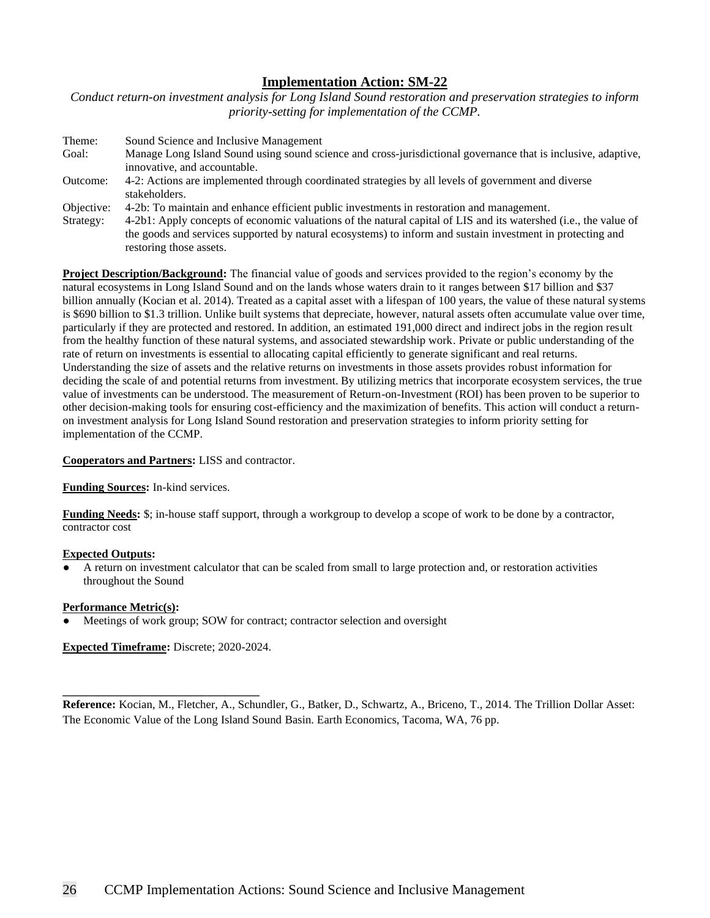## Implementation Action: SM-22

*Conduct return-on investment analysis for Long Island Sound restoration and preservation strategies to inform priority-setting for implementation of the CCMP.*

Theme: Sound Science and Inclusive Management
Goal: Manage Long Island Sound using sound science and cross-jurisdictional governance that is inclusive, adaptive, innovative, and accountable.
Outcome: 4-2: Actions are implemented through coordinated strategies by all levels of government and diverse stakeholders.
Objective: 4-2b: To maintain and enhance efficient public investments in restoration and management.
Strategy: 4-2b1: Apply concepts of economic valuations of the natural capital of LIS and its watershed (i.e., the value of the goods and services supported by natural ecosystems) to inform and sustain investment in protecting and restoring those assets.

**Project Description/Background:** The financial value of goods and services provided to the region's economy by the natural ecosystems in Long Island Sound and on the lands whose waters drain to it ranges between $17 billion and $37 billion annually (Kocian et al. 2014). Treated as a capital asset with a lifespan of 100 years, the value of these natural systems is $690 billion to $1.3 trillion. Unlike built systems that depreciate, however, natural assets often accumulate value over time, particularly if they are protected and restored. In addition, an estimated 191,000 direct and indirect jobs in the region result from the healthy function of these natural systems, and associated stewardship work. Private or public understanding of the rate of return on investments is essential to allocating capital efficiently to generate significant and real returns. Understanding the size of assets and the relative returns on investments in those assets provides robust information for deciding the scale of and potential returns from investment. By utilizing metrics that incorporate ecosystem services, the true value of investments can be understood. The measurement of Return-on-Investment (ROI) has been proven to be superior to other decision-making tools for ensuring cost-efficiency and the maximization of benefits. This action will conduct a return-on investment analysis for Long Island Sound restoration and preservation strategies to inform priority setting for implementation of the CCMP.

**Cooperators and Partners:** LISS and contractor.

**Funding Sources:** In-kind services.

**Funding Needs:** $; in-house staff support, through a workgroup to develop a scope of work to be done by a contractor, contractor cost

**Expected Outputs:**

- A return on investment calculator that can be scaled from small to large protection and, or restoration activities throughout the Sound

**Performance Metric(s):**

- Meetings of work group; SOW for contract; contractor selection and oversight

**Expected Timeframe:** Discrete; 2020-2024.

---

**Reference:** Kocian, M., Fletcher, A., Schundler, G., Batker, D., Schwartz, A., Briceno, T., 2014. The Trillion Dollar Asset: The Economic Value of the Long Island Sound Basin. Earth Economics, Tacoma, WA, 76 pp.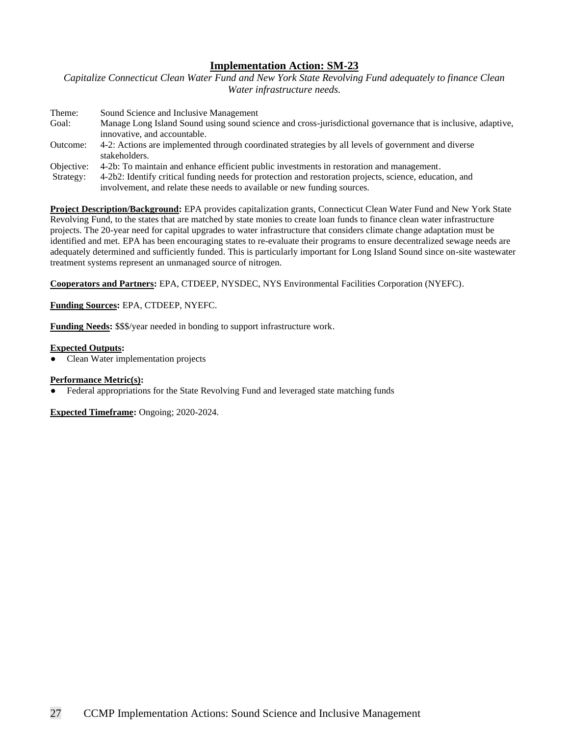## Implementation Action: SM-23

*Capitalize Connecticut Clean Water Fund and New York State Revolving Fund adequately to finance Clean Water infrastructure needs.*

| | |
|---|---|
| Theme: | Sound Science and Inclusive Management |
| Goal: | Manage Long Island Sound using sound science and cross-jurisdictional governance that is inclusive, adaptive, innovative, and accountable. |
| Outcome: | 4-2: Actions are implemented through coordinated strategies by all levels of government and diverse stakeholders. |
| Objective: | 4-2b: To maintain and enhance efficient public investments in restoration and management. |
| Strategy: | 4-2b2: Identify critical funding needs for protection and restoration projects, science, education, and involvement, and relate these needs to available or new funding sources. |

**Project Description/Background:** EPA provides capitalization grants, Connecticut Clean Water Fund and New York State Revolving Fund, to the states that are matched by state monies to create loan funds to finance clean water infrastructure projects. The 20-year need for capital upgrades to water infrastructure that considers climate change adaptation must be identified and met. EPA has been encouraging states to re-evaluate their programs to ensure decentralized sewage needs are adequately determined and sufficiently funded. This is particularly important for Long Island Sound since on-site wastewater treatment systems represent an unmanaged source of nitrogen.

**Cooperators and Partners:** EPA, CTDEEP, NYSDEC, NYS Environmental Facilities Corporation (NYEFC).

**Funding Sources:** EPA, CTDEEP, NYEFC.

**Funding Needs:** $$$/year needed in bonding to support infrastructure work.

**Expected Outputs:**

- Clean Water implementation projects

**Performance Metric(s):**

- Federal appropriations for the State Revolving Fund and leveraged state matching funds

**Expected Timeframe:** Ongoing; 2020-2024.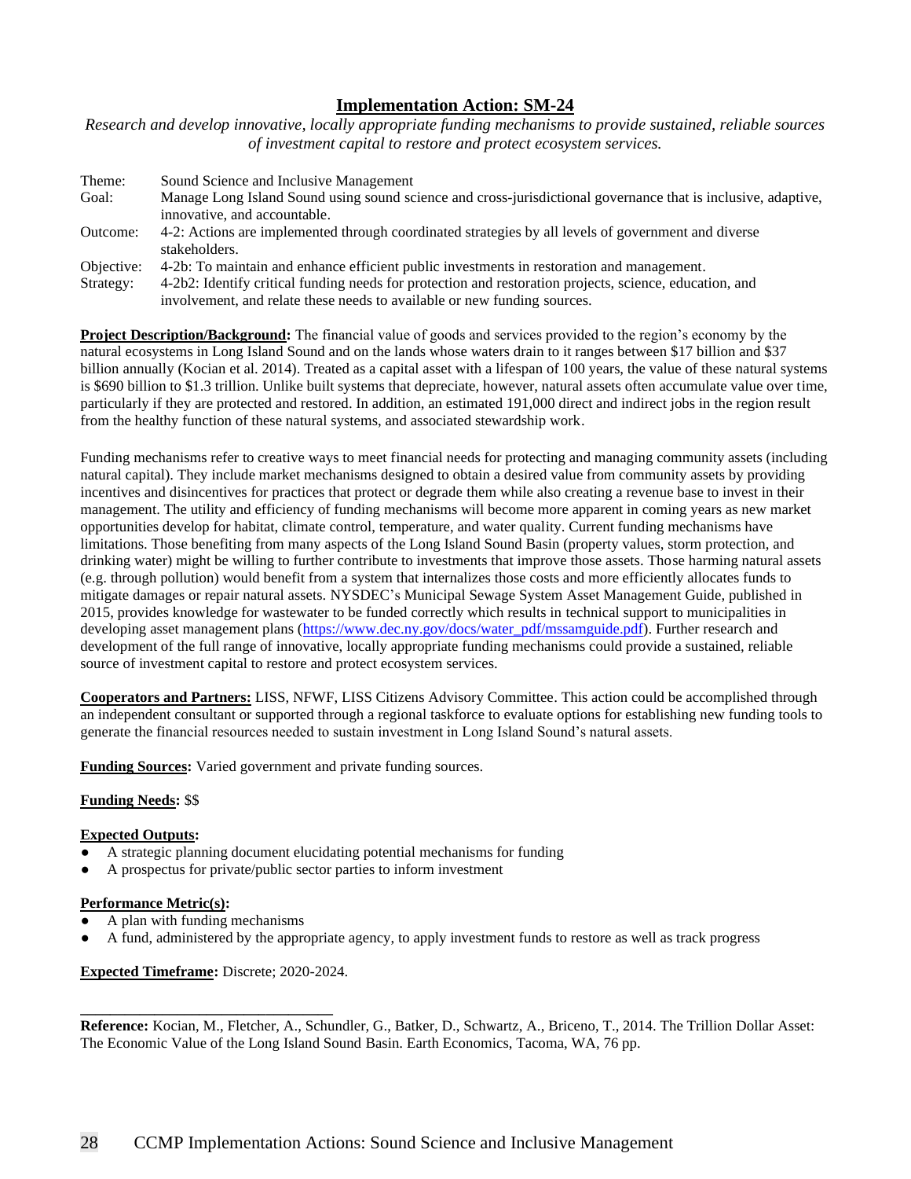# Implementation Action: SM-24

*Research and develop innovative, locally appropriate funding mechanisms to provide sustained, reliable sources of investment capital to restore and protect ecosystem services.*

| | |
|---|---|
| Theme: | Sound Science and Inclusive Management |
| Goal: | Manage Long Island Sound using sound science and cross-jurisdictional governance that is inclusive, adaptive, innovative, and accountable. |
| Outcome: | 4-2: Actions are implemented through coordinated strategies by all levels of government and diverse stakeholders. |
| Objective: | 4-2b: To maintain and enhance efficient public investments in restoration and management. |
| Strategy: | 4-2b2: Identify critical funding needs for protection and restoration projects, science, education, and involvement, and relate these needs to available or new funding sources. |

**Project Description/Background:** The financial value of goods and services provided to the region's economy by the natural ecosystems in Long Island Sound and on the lands whose waters drain to it ranges between $17 billion and $37 billion annually (Kocian et al. 2014). Treated as a capital asset with a lifespan of 100 years, the value of these natural systems is $690 billion to $1.3 trillion. Unlike built systems that depreciate, however, natural assets often accumulate value over time, particularly if they are protected and restored. In addition, an estimated 191,000 direct and indirect jobs in the region result from the healthy function of these natural systems, and associated stewardship work.

Funding mechanisms refer to creative ways to meet financial needs for protecting and managing community assets (including natural capital). They include market mechanisms designed to obtain a desired value from community assets by providing incentives and disincentives for practices that protect or degrade them while also creating a revenue base to invest in their management. The utility and efficiency of funding mechanisms will become more apparent in coming years as new market opportunities develop for habitat, climate control, temperature, and water quality. Current funding mechanisms have limitations. Those benefiting from many aspects of the Long Island Sound Basin (property values, storm protection, and drinking water) might be willing to further contribute to investments that improve those assets. Those harming natural assets (e.g. through pollution) would benefit from a system that internalizes those costs and more efficiently allocates funds to mitigate damages or repair natural assets. NYSDEC's Municipal Sewage System Asset Management Guide, published in 2015, provides knowledge for wastewater to be funded correctly which results in technical support to municipalities in developing asset management plans (https://www.dec.ny.gov/docs/water_pdf/mssamguide.pdf). Further research and development of the full range of innovative, locally appropriate funding mechanisms could provide a sustained, reliable source of investment capital to restore and protect ecosystem services.

**Cooperators and Partners:** LISS, NFWF, LISS Citizens Advisory Committee. This action could be accomplished through an independent consultant or supported through a regional taskforce to evaluate options for establishing new funding tools to generate the financial resources needed to sustain investment in Long Island Sound's natural assets.

**Funding Sources:** Varied government and private funding sources.

**Funding Needs:** $$

**Expected Outputs:**

- A strategic planning document elucidating potential mechanisms for funding
- A prospectus for private/public sector parties to inform investment

**Performance Metric(s):**

- A plan with funding mechanisms
- A fund, administered by the appropriate agency, to apply investment funds to restore as well as track progress

**Expected Timeframe:** Discrete; 2020-2024.

---

**Reference:** Kocian, M., Fletcher, A., Schundler, G., Batker, D., Schwartz, A., Briceno, T., 2014. The Trillion Dollar Asset: The Economic Value of the Long Island Sound Basin. Earth Economics, Tacoma, WA, 76 pp.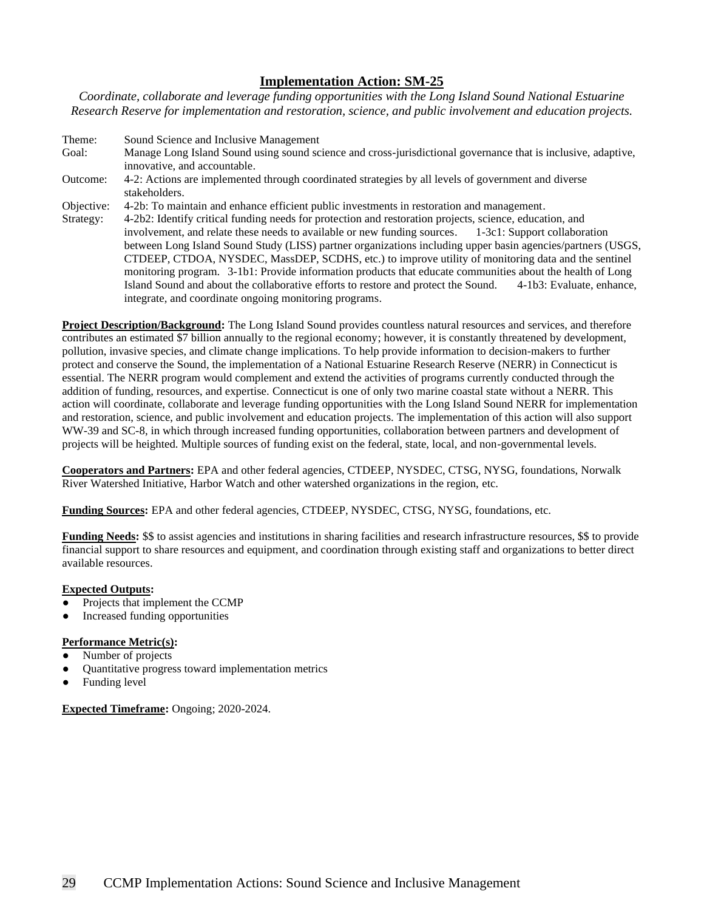## Implementation Action: SM-25

*Coordinate, collaborate and leverage funding opportunities with the Long Island Sound National Estuarine Research Reserve for implementation and restoration, science, and public involvement and education projects.*

Theme: Sound Science and Inclusive Management

Goal: Manage Long Island Sound using sound science and cross-jurisdictional governance that is inclusive, adaptive, innovative, and accountable.

Outcome: 4-2: Actions are implemented through coordinated strategies by all levels of government and diverse stakeholders.

Objective: 4-2b: To maintain and enhance efficient public investments in restoration and management.

Strategy: 4-2b2: Identify critical funding needs for protection and restoration projects, science, education, and involvement, and relate these needs to available or new funding sources. 1-3c1: Support collaboration between Long Island Sound Study (LISS) partner organizations including upper basin agencies/partners (USGS, CTDEEP, CTDOA, NYSDEC, MassDEP, SCDHS, etc.) to improve utility of monitoring data and the sentinel monitoring program. 3-1b1: Provide information products that educate communities about the health of Long Island Sound and about the collaborative efforts to restore and protect the Sound. 4-1b3: Evaluate, enhance, integrate, and coordinate ongoing monitoring programs.

**Project Description/Background:** The Long Island Sound provides countless natural resources and services, and therefore contributes an estimated $7 billion annually to the regional economy; however, it is constantly threatened by development, pollution, invasive species, and climate change implications. To help provide information to decision-makers to further protect and conserve the Sound, the implementation of a National Estuarine Research Reserve (NERR) in Connecticut is essential. The NERR program would complement and extend the activities of programs currently conducted through the addition of funding, resources, and expertise. Connecticut is one of only two marine coastal state without a NERR. This action will coordinate, collaborate and leverage funding opportunities with the Long Island Sound NERR for implementation and restoration, science, and public involvement and education projects. The implementation of this action will also support WW-39 and SC-8, in which through increased funding opportunities, collaboration between partners and development of projects will be heighted. Multiple sources of funding exist on the federal, state, local, and non-governmental levels.

**Cooperators and Partners:** EPA and other federal agencies, CTDEEP, NYSDEC, CTSG, NYSG, foundations, Norwalk River Watershed Initiative, Harbor Watch and other watershed organizations in the region, etc.

**Funding Sources:** EPA and other federal agencies, CTDEEP, NYSDEC, CTSG, NYSG, foundations, etc.

**Funding Needs:** $$ to assist agencies and institutions in sharing facilities and research infrastructure resources, $$ to provide financial support to share resources and equipment, and coordination through existing staff and organizations to better direct available resources.

**Expected Outputs:**

- Projects that implement the CCMP
- Increased funding opportunities

**Performance Metric(s):**

- Number of projects
- Quantitative progress toward implementation metrics
- Funding level

**Expected Timeframe:** Ongoing; 2020-2024.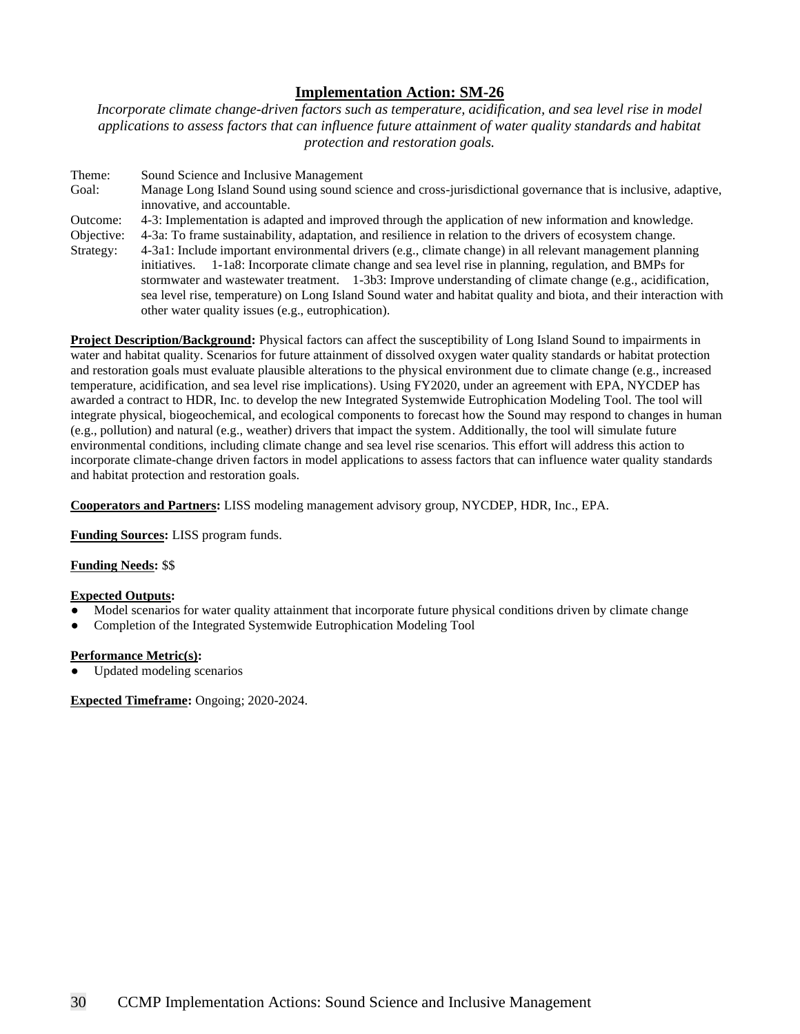## Implementation Action: SM-26

*Incorporate climate change-driven factors such as temperature, acidification, and sea level rise in model applications to assess factors that can influence future attainment of water quality standards and habitat protection and restoration goals.*

| | |
|---|---|
| Theme: | Sound Science and Inclusive Management |
| Goal: | Manage Long Island Sound using sound science and cross-jurisdictional governance that is inclusive, adaptive, innovative, and accountable. |
| Outcome: | 4-3: Implementation is adapted and improved through the application of new information and knowledge. |
| Objective: | 4-3a: To frame sustainability, adaptation, and resilience in relation to the drivers of ecosystem change. |
| Strategy: | 4-3a1: Include important environmental drivers (e.g., climate change) in all relevant management planning initiatives. 1-1a8: Incorporate climate change and sea level rise in planning, regulation, and BMPs for stormwater and wastewater treatment. 1-3b3: Improve understanding of climate change (e.g., acidification, sea level rise, temperature) on Long Island Sound water and habitat quality and biota, and their interaction with other water quality issues (e.g., eutrophication). |

**Project Description/Background:** Physical factors can affect the susceptibility of Long Island Sound to impairments in water and habitat quality. Scenarios for future attainment of dissolved oxygen water quality standards or habitat protection and restoration goals must evaluate plausible alterations to the physical environment due to climate change (e.g., increased temperature, acidification, and sea level rise implications). Using FY2020, under an agreement with EPA, NYCDEP has awarded a contract to HDR, Inc. to develop the new Integrated Systemwide Eutrophication Modeling Tool. The tool will integrate physical, biogeochemical, and ecological components to forecast how the Sound may respond to changes in human (e.g., pollution) and natural (e.g., weather) drivers that impact the system. Additionally, the tool will simulate future environmental conditions, including climate change and sea level rise scenarios. This effort will address this action to incorporate climate-change driven factors in model applications to assess factors that can influence water quality standards and habitat protection and restoration goals.

**Cooperators and Partners:** LISS modeling management advisory group, NYCDEP, HDR, Inc., EPA.

**Funding Sources:** LISS program funds.

**Funding Needs:** $$

**Expected Outputs:**

- Model scenarios for water quality attainment that incorporate future physical conditions driven by climate change
- Completion of the Integrated Systemwide Eutrophication Modeling Tool

**Performance Metric(s):**

- Updated modeling scenarios

**Expected Timeframe:** Ongoing; 2020-2024.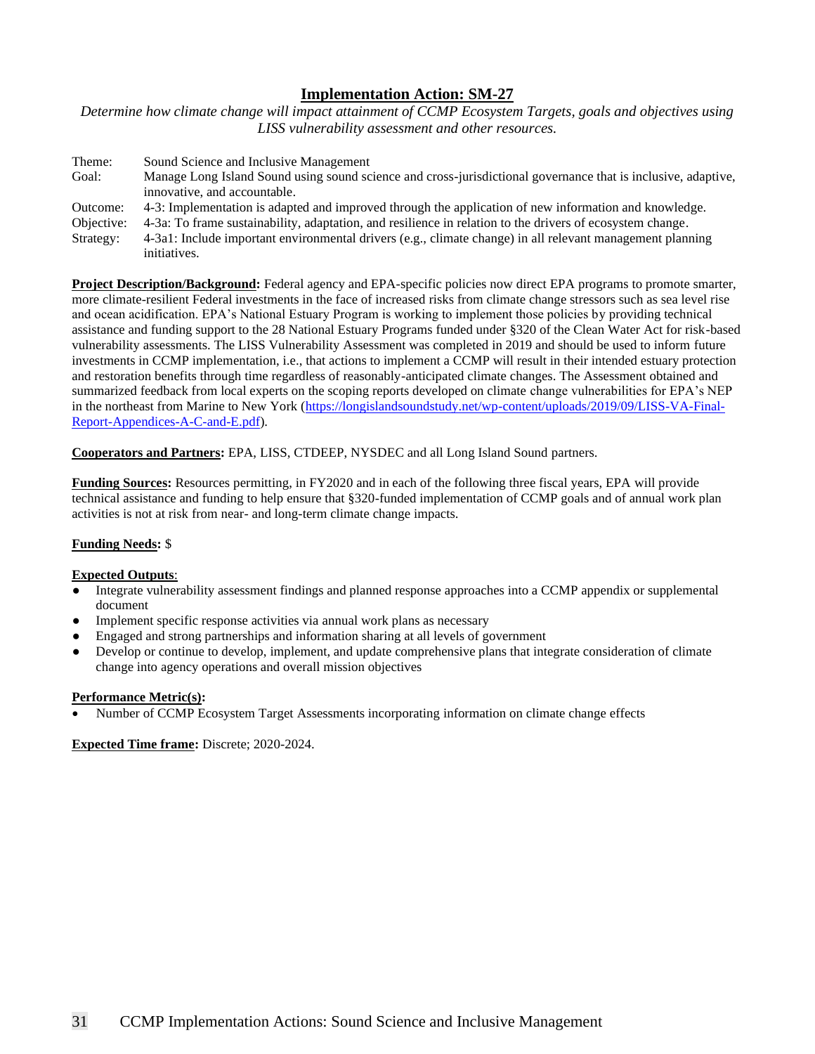## Implementation Action: SM-27

*Determine how climate change will impact attainment of CCMP Ecosystem Targets, goals and objectives using LISS vulnerability assessment and other resources.*

| | |
|---|---|
| Theme: | Sound Science and Inclusive Management |
| Goal: | Manage Long Island Sound using sound science and cross-jurisdictional governance that is inclusive, adaptive, innovative, and accountable. |
| Outcome: | 4-3: Implementation is adapted and improved through the application of new information and knowledge. |
| Objective: | 4-3a: To frame sustainability, adaptation, and resilience in relation to the drivers of ecosystem change. |
| Strategy: | 4-3a1: Include important environmental drivers (e.g., climate change) in all relevant management planning initiatives. |

**Project Description/Background:** Federal agency and EPA-specific policies now direct EPA programs to promote smarter, more climate-resilient Federal investments in the face of increased risks from climate change stressors such as sea level rise and ocean acidification. EPA's National Estuary Program is working to implement those policies by providing technical assistance and funding support to the 28 National Estuary Programs funded under §320 of the Clean Water Act for risk-based vulnerability assessments. The LISS Vulnerability Assessment was completed in 2019 and should be used to inform future investments in CCMP implementation, i.e., that actions to implement a CCMP will result in their intended estuary protection and restoration benefits through time regardless of reasonably-anticipated climate changes. The Assessment obtained and summarized feedback from local experts on the scoping reports developed on climate change vulnerabilities for EPA's NEP in the northeast from Marine to New York (https://longislandsoundstudy.net/wp-content/uploads/2019/09/LISS-VA-Final-Report-Appendices-A-C-and-E.pdf).

**Cooperators and Partners:** EPA, LISS, CTDEEP, NYSDEC and all Long Island Sound partners.

**Funding Sources:** Resources permitting, in FY2020 and in each of the following three fiscal years, EPA will provide technical assistance and funding to help ensure that §320-funded implementation of CCMP goals and of annual work plan activities is not at risk from near- and long-term climate change impacts.

**Funding Needs:** $

**Expected Outputs**:

- Integrate vulnerability assessment findings and planned response approaches into a CCMP appendix or supplemental document
- Implement specific response activities via annual work plans as necessary
- Engaged and strong partnerships and information sharing at all levels of government
- Develop or continue to develop, implement, and update comprehensive plans that integrate consideration of climate change into agency operations and overall mission objectives

**Performance Metric(s):**

- Number of CCMP Ecosystem Target Assessments incorporating information on climate change effects

**Expected Time frame:** Discrete; 2020-2024.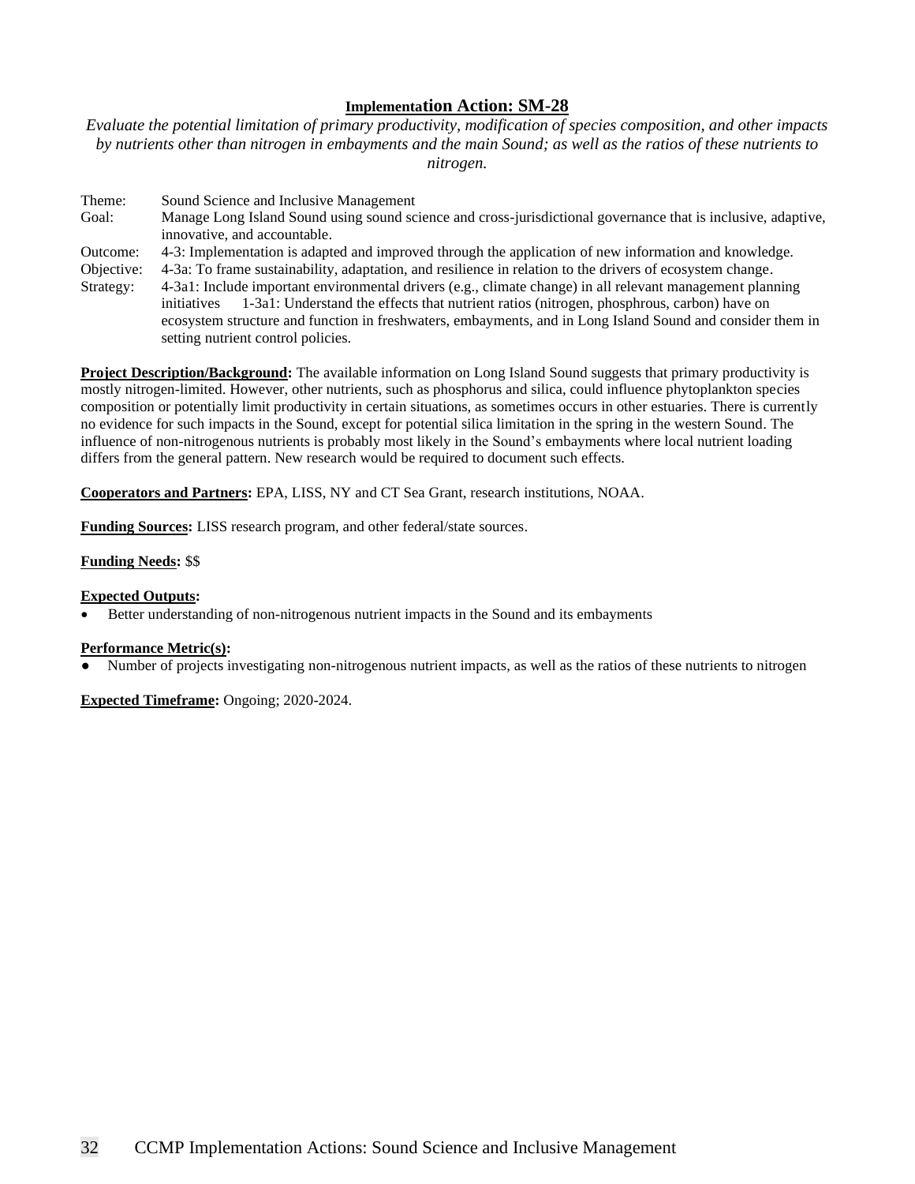## Implementation Action: SM-28

*Evaluate the potential limitation of primary productivity, modification of species composition, and other impacts by nutrients other than nitrogen in embayments and the main Sound; as well as the ratios of these nutrients to nitrogen.*

Theme: Sound Science and Inclusive Management

Goal: Manage Long Island Sound using sound science and cross-jurisdictional governance that is inclusive, adaptive, innovative, and accountable.

Outcome: 4-3: Implementation is adapted and improved through the application of new information and knowledge.

Objective: 4-3a: To frame sustainability, adaptation, and resilience in relation to the drivers of ecosystem change.

Strategy: 4-3a1: Include important environmental drivers (e.g., climate change) in all relevant management planning initiatives 1-3a1: Understand the effects that nutrient ratios (nitrogen, phosphrous, carbon) have on ecosystem structure and function in freshwaters, embayments, and in Long Island Sound and consider them in setting nutrient control policies.

**Project Description/Background:** The available information on Long Island Sound suggests that primary productivity is mostly nitrogen-limited. However, other nutrients, such as phosphorus and silica, could influence phytoplankton species composition or potentially limit productivity in certain situations, as sometimes occurs in other estuaries. There is currently no evidence for such impacts in the Sound, except for potential silica limitation in the spring in the western Sound. The influence of non-nitrogenous nutrients is probably most likely in the Sound's embayments where local nutrient loading differs from the general pattern. New research would be required to document such effects.

**Cooperators and Partners:** EPA, LISS, NY and CT Sea Grant, research institutions, NOAA.

**Funding Sources:** LISS research program, and other federal/state sources.

**Funding Needs:** $$

**Expected Outputs:**

- Better understanding of non-nitrogenous nutrient impacts in the Sound and its embayments

**Performance Metric(s):**

- Number of projects investigating non-nitrogenous nutrient impacts, as well as the ratios of these nutrients to nitrogen

**Expected Timeframe:** Ongoing; 2020-2024.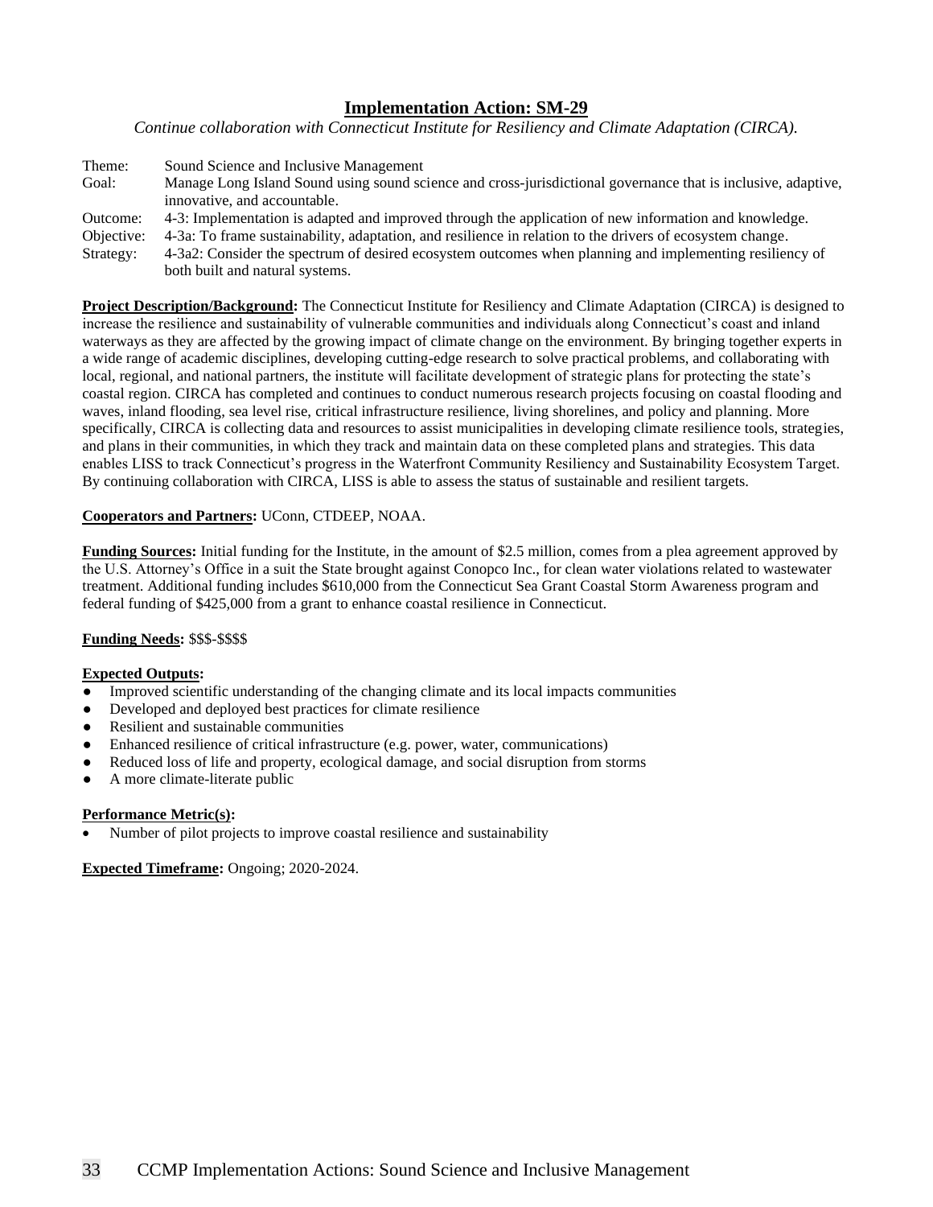## Implementation Action: SM-29

*Continue collaboration with Connecticut Institute for Resiliency and Climate Adaptation (CIRCA).*

Theme: Sound Science and Inclusive Management
Goal: Manage Long Island Sound using sound science and cross-jurisdictional governance that is inclusive, adaptive, innovative, and accountable.
Outcome: 4-3: Implementation is adapted and improved through the application of new information and knowledge.
Objective: 4-3a: To frame sustainability, adaptation, and resilience in relation to the drivers of ecosystem change.
Strategy: 4-3a2: Consider the spectrum of desired ecosystem outcomes when planning and implementing resiliency of both built and natural systems.

**Project Description/Background:** The Connecticut Institute for Resiliency and Climate Adaptation (CIRCA) is designed to increase the resilience and sustainability of vulnerable communities and individuals along Connecticut's coast and inland waterways as they are affected by the growing impact of climate change on the environment. By bringing together experts in a wide range of academic disciplines, developing cutting-edge research to solve practical problems, and collaborating with local, regional, and national partners, the institute will facilitate development of strategic plans for protecting the state's coastal region. CIRCA has completed and continues to conduct numerous research projects focusing on coastal flooding and waves, inland flooding, sea level rise, critical infrastructure resilience, living shorelines, and policy and planning. More specifically, CIRCA is collecting data and resources to assist municipalities in developing climate resilience tools, strategies, and plans in their communities, in which they track and maintain data on these completed plans and strategies. This data enables LISS to track Connecticut's progress in the Waterfront Community Resiliency and Sustainability Ecosystem Target. By continuing collaboration with CIRCA, LISS is able to assess the status of sustainable and resilient targets.

**Cooperators and Partners:** UConn, CTDEEP, NOAA.

**Funding Sources:** Initial funding for the Institute, in the amount of $2.5 million, comes from a plea agreement approved by the U.S. Attorney's Office in a suit the State brought against Conopco Inc., for clean water violations related to wastewater treatment. Additional funding includes $610,000 from the Connecticut Sea Grant Coastal Storm Awareness program and federal funding of $425,000 from a grant to enhance coastal resilience in Connecticut.

**Funding Needs:** $$$-$$$$

**Expected Outputs:**

- Improved scientific understanding of the changing climate and its local impacts communities
- Developed and deployed best practices for climate resilience
- Resilient and sustainable communities
- Enhanced resilience of critical infrastructure (e.g. power, water, communications)
- Reduced loss of life and property, ecological damage, and social disruption from storms
- A more climate-literate public

**Performance Metric(s):**

- Number of pilot projects to improve coastal resilience and sustainability

**Expected Timeframe:** Ongoing; 2020-2024.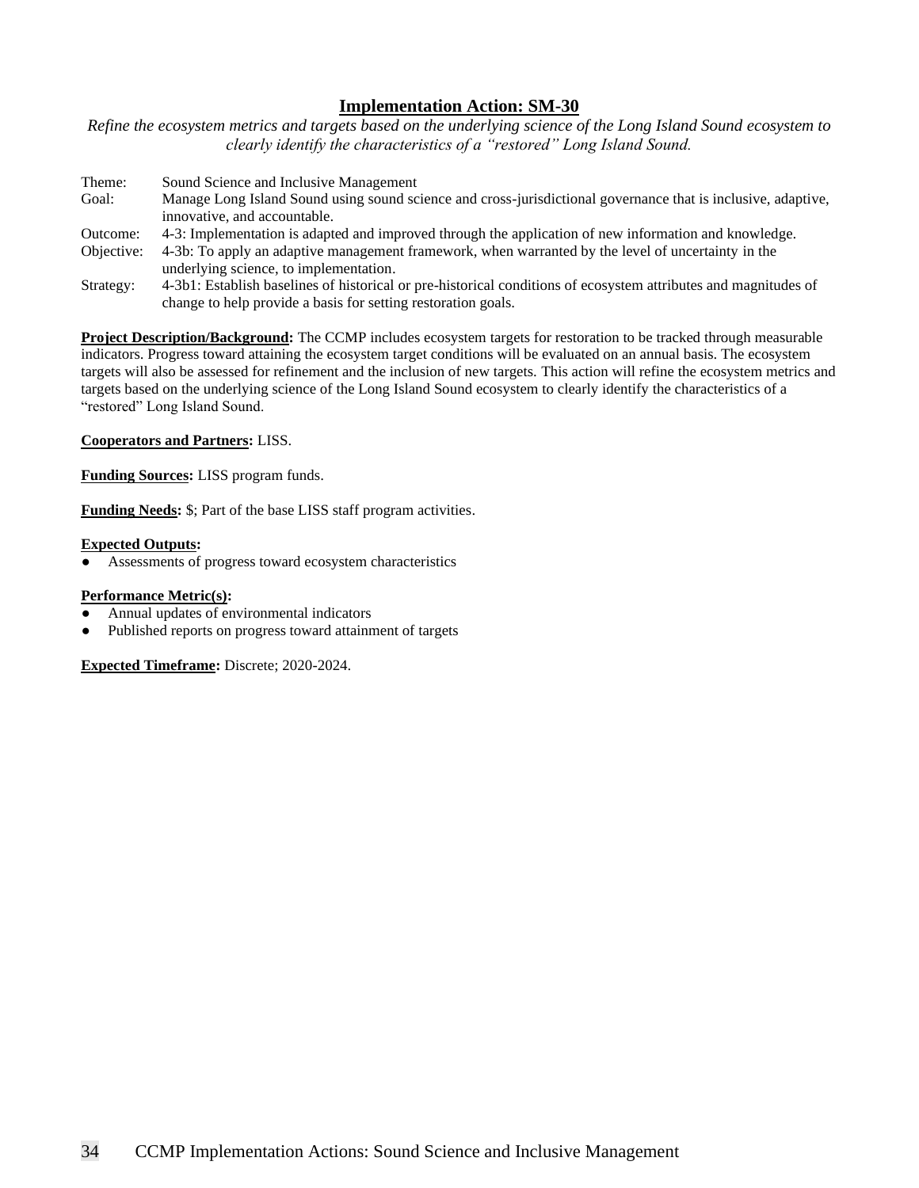## Implementation Action: SM-30

*Refine the ecosystem metrics and targets based on the underlying science of the Long Island Sound ecosystem to clearly identify the characteristics of a "restored" Long Island Sound.*

| | |
|---|---|
| Theme: | Sound Science and Inclusive Management |
| Goal: | Manage Long Island Sound using sound science and cross-jurisdictional governance that is inclusive, adaptive, innovative, and accountable. |
| Outcome: | 4-3: Implementation is adapted and improved through the application of new information and knowledge. |
| Objective: | 4-3b: To apply an adaptive management framework, when warranted by the level of uncertainty in the underlying science, to implementation. |
| Strategy: | 4-3b1: Establish baselines of historical or pre-historical conditions of ecosystem attributes and magnitudes of change to help provide a basis for setting restoration goals. |

**Project Description/Background:** The CCMP includes ecosystem targets for restoration to be tracked through measurable indicators. Progress toward attaining the ecosystem target conditions will be evaluated on an annual basis. The ecosystem targets will also be assessed for refinement and the inclusion of new targets. This action will refine the ecosystem metrics and targets based on the underlying science of the Long Island Sound ecosystem to clearly identify the characteristics of a "restored" Long Island Sound.

**Cooperators and Partners:** LISS.

**Funding Sources:** LISS program funds.

**Funding Needs:** $; Part of the base LISS staff program activities.

**Expected Outputs:**

- Assessments of progress toward ecosystem characteristics

**Performance Metric(s):**

- Annual updates of environmental indicators
- Published reports on progress toward attainment of targets

**Expected Timeframe:** Discrete; 2020-2024.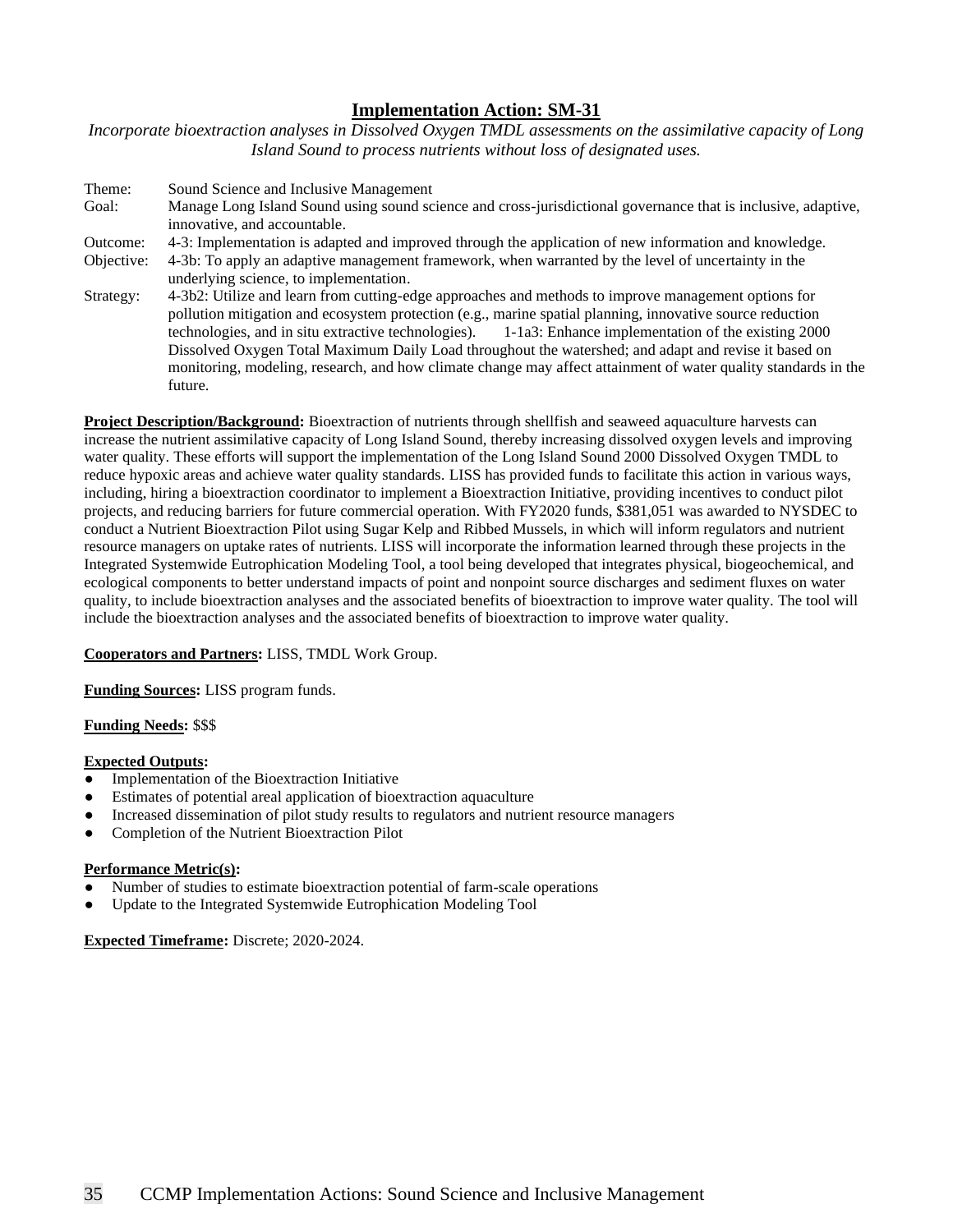## Implementation Action: SM-31

*Incorporate bioextraction analyses in Dissolved Oxygen TMDL assessments on the assimilative capacity of Long Island Sound to process nutrients without loss of designated uses.*

| | |
|---|---|
| Theme: | Sound Science and Inclusive Management |
| Goal: | Manage Long Island Sound using sound science and cross-jurisdictional governance that is inclusive, adaptive, innovative, and accountable. |
| Outcome: | 4-3: Implementation is adapted and improved through the application of new information and knowledge. |
| Objective: | 4-3b: To apply an adaptive management framework, when warranted by the level of uncertainty in the underlying science, to implementation. |
| Strategy: | 4-3b2: Utilize and learn from cutting-edge approaches and methods to improve management options for pollution mitigation and ecosystem protection (e.g., marine spatial planning, innovative source reduction technologies, and in situ extractive technologies). 1-1a3: Enhance implementation of the existing 2000 Dissolved Oxygen Total Maximum Daily Load throughout the watershed; and adapt and revise it based on monitoring, modeling, research, and how climate change may affect attainment of water quality standards in the future. |

**Project Description/Background:** Bioextraction of nutrients through shellfish and seaweed aquaculture harvests can increase the nutrient assimilative capacity of Long Island Sound, thereby increasing dissolved oxygen levels and improving water quality. These efforts will support the implementation of the Long Island Sound 2000 Dissolved Oxygen TMDL to reduce hypoxic areas and achieve water quality standards. LISS has provided funds to facilitate this action in various ways, including, hiring a bioextraction coordinator to implement a Bioextraction Initiative, providing incentives to conduct pilot projects, and reducing barriers for future commercial operation. With FY2020 funds, $381,051 was awarded to NYSDEC to conduct a Nutrient Bioextraction Pilot using Sugar Kelp and Ribbed Mussels, in which will inform regulators and nutrient resource managers on uptake rates of nutrients. LISS will incorporate the information learned through these projects in the Integrated Systemwide Eutrophication Modeling Tool, a tool being developed that integrates physical, biogeochemical, and ecological components to better understand impacts of point and nonpoint source discharges and sediment fluxes on water quality, to include bioextraction analyses and the associated benefits of bioextraction to improve water quality. The tool will include the bioextraction analyses and the associated benefits of bioextraction to improve water quality.

**Cooperators and Partners:** LISS, TMDL Work Group.

**Funding Sources:** LISS program funds.

**Funding Needs:** $$$

**Expected Outputs:**

- Implementation of the Bioextraction Initiative
- Estimates of potential areal application of bioextraction aquaculture
- Increased dissemination of pilot study results to regulators and nutrient resource managers
- Completion of the Nutrient Bioextraction Pilot

**Performance Metric(s):**

- Number of studies to estimate bioextraction potential of farm-scale operations
- Update to the Integrated Systemwide Eutrophication Modeling Tool

**Expected Timeframe:** Discrete; 2020-2024.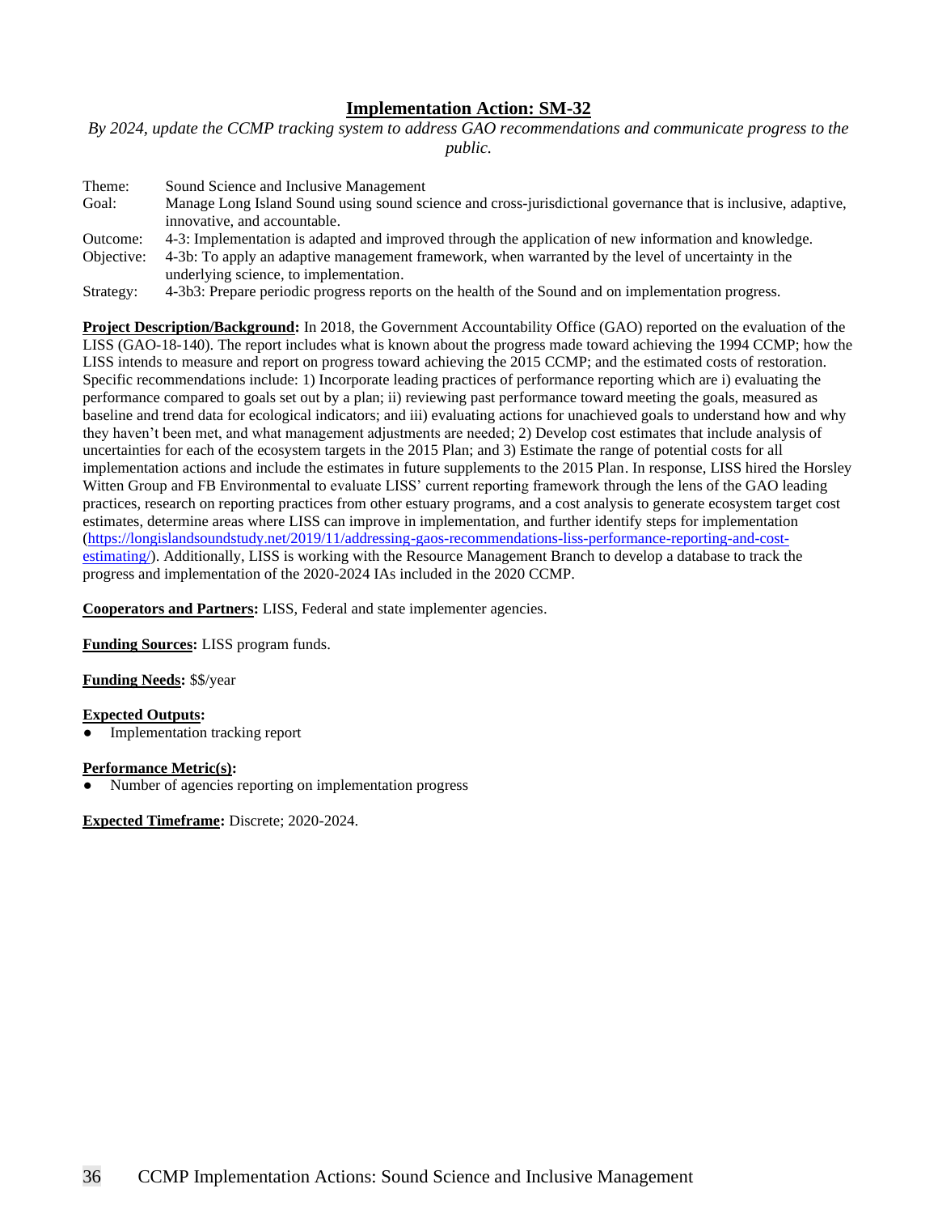## Implementation Action: SM-32

*By 2024, update the CCMP tracking system to address GAO recommendations and communicate progress to the public.*

Theme: Sound Science and Inclusive Management
Goal: Manage Long Island Sound using sound science and cross-jurisdictional governance that is inclusive, adaptive, innovative, and accountable.
Outcome: 4-3: Implementation is adapted and improved through the application of new information and knowledge.
Objective: 4-3b: To apply an adaptive management framework, when warranted by the level of uncertainty in the underlying science, to implementation.
Strategy: 4-3b3: Prepare periodic progress reports on the health of the Sound and on implementation progress.

**Project Description/Background:** In 2018, the Government Accountability Office (GAO) reported on the evaluation of the LISS (GAO-18-140). The report includes what is known about the progress made toward achieving the 1994 CCMP; how the LISS intends to measure and report on progress toward achieving the 2015 CCMP; and the estimated costs of restoration. Specific recommendations include: 1) Incorporate leading practices of performance reporting which are i) evaluating the performance compared to goals set out by a plan; ii) reviewing past performance toward meeting the goals, measured as baseline and trend data for ecological indicators; and iii) evaluating actions for unachieved goals to understand how and why they haven't been met, and what management adjustments are needed; 2) Develop cost estimates that include analysis of uncertainties for each of the ecosystem targets in the 2015 Plan; and 3) Estimate the range of potential costs for all implementation actions and include the estimates in future supplements to the 2015 Plan. In response, LISS hired the Horsley Witten Group and FB Environmental to evaluate LISS' current reporting framework through the lens of the GAO leading practices, research on reporting practices from other estuary programs, and a cost analysis to generate ecosystem target cost estimates, determine areas where LISS can improve in implementation, and further identify steps for implementation (https://longislandsoundstudy.net/2019/11/addressing-gaos-recommendations-liss-performance-reporting-and-cost-estimating/). Additionally, LISS is working with the Resource Management Branch to develop a database to track the progress and implementation of the 2020-2024 IAs included in the 2020 CCMP.

**Cooperators and Partners:** LISS, Federal and state implementer agencies.

**Funding Sources:** LISS program funds.

**Funding Needs:** $$/year

**Expected Outputs:**

- Implementation tracking report

**Performance Metric(s):**

- Number of agencies reporting on implementation progress

**Expected Timeframe:** Discrete; 2020-2024.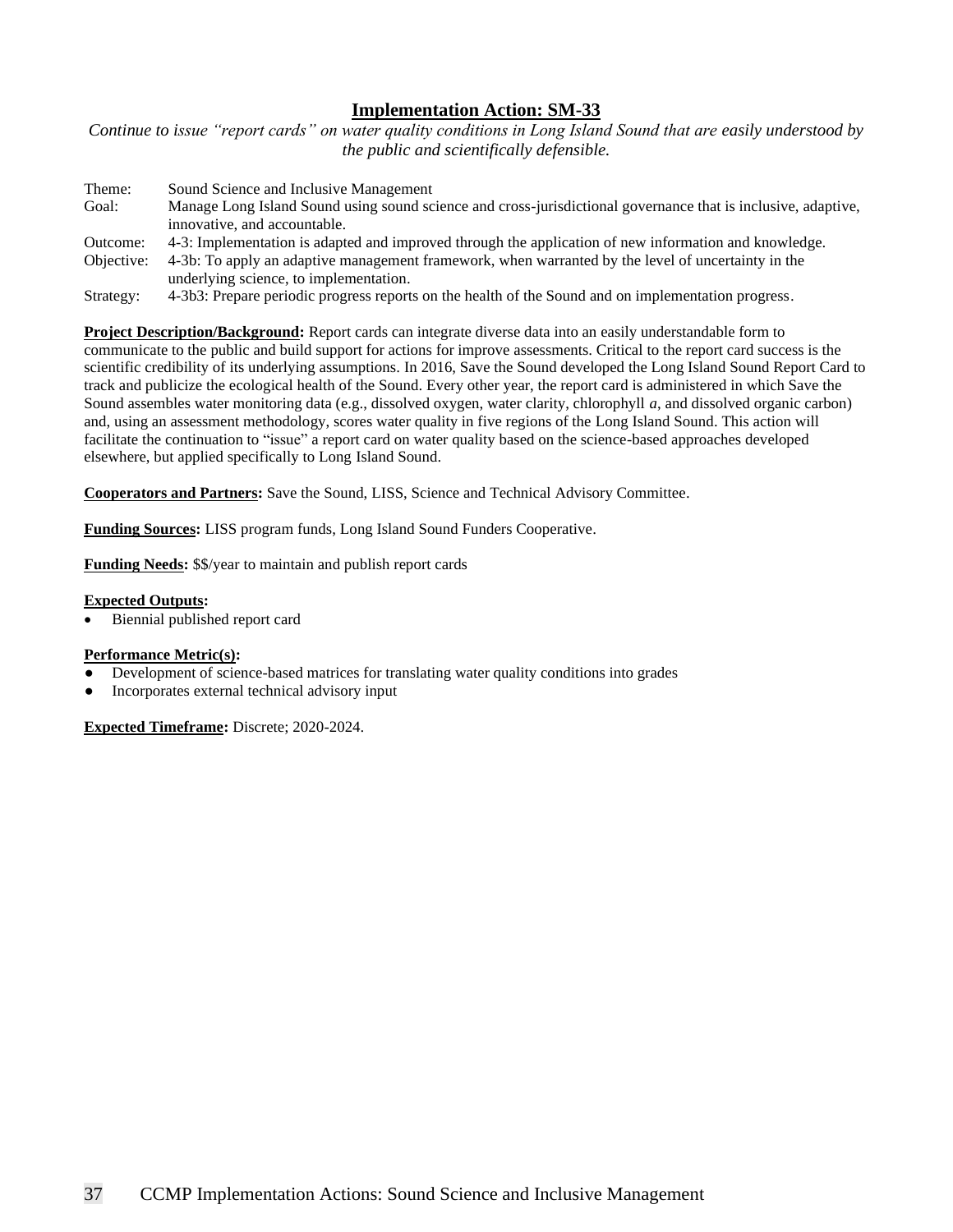## Implementation Action: SM-33

*Continue to issue "report cards" on water quality conditions in Long Island Sound that are easily understood by the public and scientifically defensible.*

Theme: Sound Science and Inclusive Management
Goal: Manage Long Island Sound using sound science and cross-jurisdictional governance that is inclusive, adaptive, innovative, and accountable.
Outcome: 4-3: Implementation is adapted and improved through the application of new information and knowledge.
Objective: 4-3b: To apply an adaptive management framework, when warranted by the level of uncertainty in the underlying science, to implementation.
Strategy: 4-3b3: Prepare periodic progress reports on the health of the Sound and on implementation progress.

**Project Description/Background:** Report cards can integrate diverse data into an easily understandable form to communicate to the public and build support for actions for improve assessments. Critical to the report card success is the scientific credibility of its underlying assumptions. In 2016, Save the Sound developed the Long Island Sound Report Card to track and publicize the ecological health of the Sound. Every other year, the report card is administered in which Save the Sound assembles water monitoring data (e.g., dissolved oxygen, water clarity, chlorophyll *a*, and dissolved organic carbon) and, using an assessment methodology, scores water quality in five regions of the Long Island Sound. This action will facilitate the continuation to "issue" a report card on water quality based on the science-based approaches developed elsewhere, but applied specifically to Long Island Sound.

**Cooperators and Partners:** Save the Sound, LISS, Science and Technical Advisory Committee.

**Funding Sources:** LISS program funds, Long Island Sound Funders Cooperative.

**Funding Needs:** $$/year to maintain and publish report cards

**Expected Outputs:**

- Biennial published report card

**Performance Metric(s):**

- Development of science-based matrices for translating water quality conditions into grades
- Incorporates external technical advisory input

**Expected Timeframe:** Discrete; 2020-2024.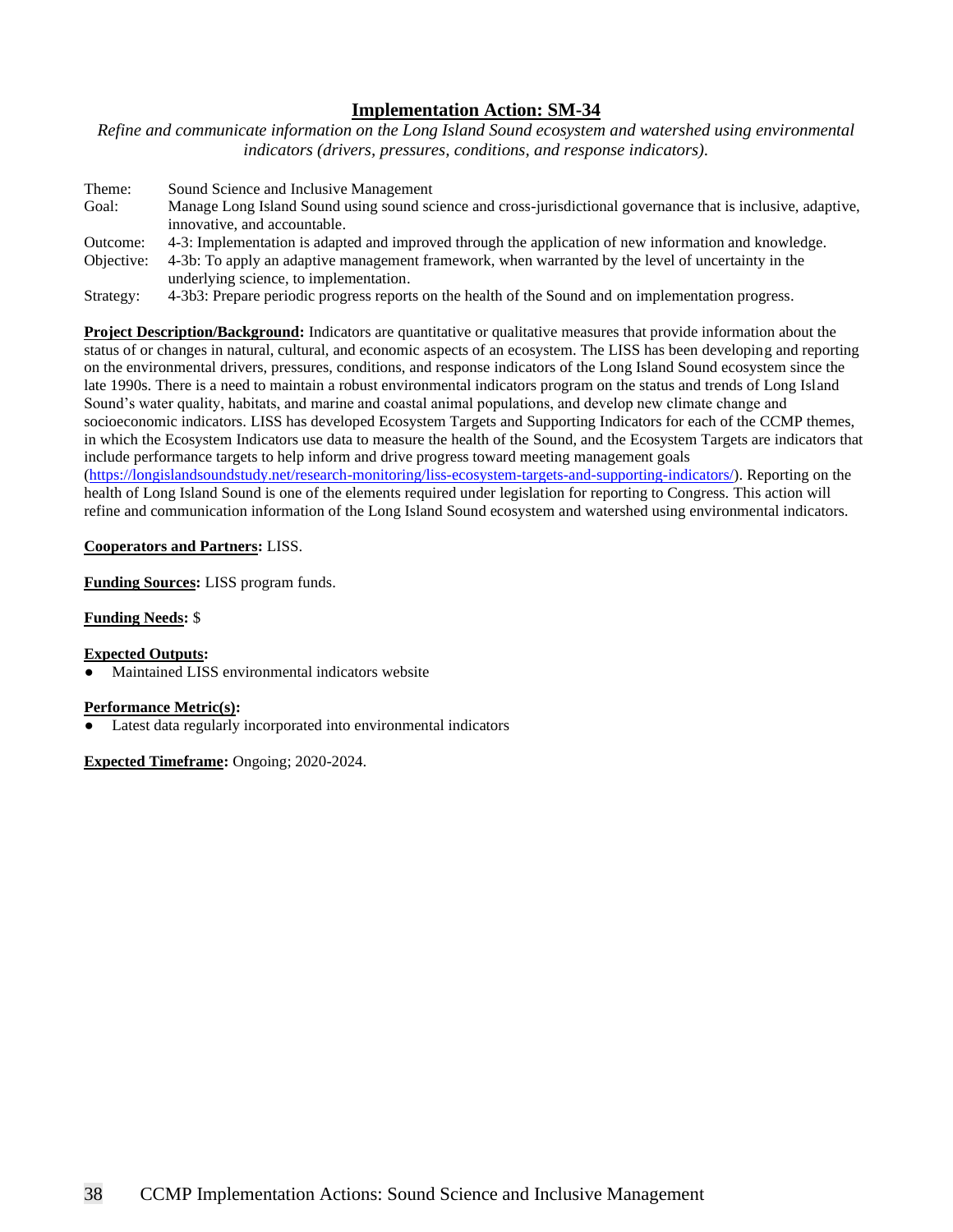## Implementation Action: SM-34

*Refine and communicate information on the Long Island Sound ecosystem and watershed using environmental indicators (drivers, pressures, conditions, and response indicators).*

Theme: Sound Science and Inclusive Management
Goal: Manage Long Island Sound using sound science and cross-jurisdictional governance that is inclusive, adaptive, innovative, and accountable.
Outcome: 4-3: Implementation is adapted and improved through the application of new information and knowledge.
Objective: 4-3b: To apply an adaptive management framework, when warranted by the level of uncertainty in the underlying science, to implementation.
Strategy: 4-3b3: Prepare periodic progress reports on the health of the Sound and on implementation progress.

**Project Description/Background:** Indicators are quantitative or qualitative measures that provide information about the status of or changes in natural, cultural, and economic aspects of an ecosystem. The LISS has been developing and reporting on the environmental drivers, pressures, conditions, and response indicators of the Long Island Sound ecosystem since the late 1990s. There is a need to maintain a robust environmental indicators program on the status and trends of Long Island Sound's water quality, habitats, and marine and coastal animal populations, and develop new climate change and socioeconomic indicators. LISS has developed Ecosystem Targets and Supporting Indicators for each of the CCMP themes, in which the Ecosystem Indicators use data to measure the health of the Sound, and the Ecosystem Targets are indicators that include performance targets to help inform and drive progress toward meeting management goals (https://longislandsoundstudy.net/research-monitoring/liss-ecosystem-targets-and-supporting-indicators/). Reporting on the health of Long Island Sound is one of the elements required under legislation for reporting to Congress. This action will refine and communication information of the Long Island Sound ecosystem and watershed using environmental indicators.

**Cooperators and Partners:** LISS.

**Funding Sources:** LISS program funds.

**Funding Needs:** $

**Expected Outputs:**

- Maintained LISS environmental indicators website

**Performance Metric(s):**

- Latest data regularly incorporated into environmental indicators

**Expected Timeframe:** Ongoing; 2020-2024.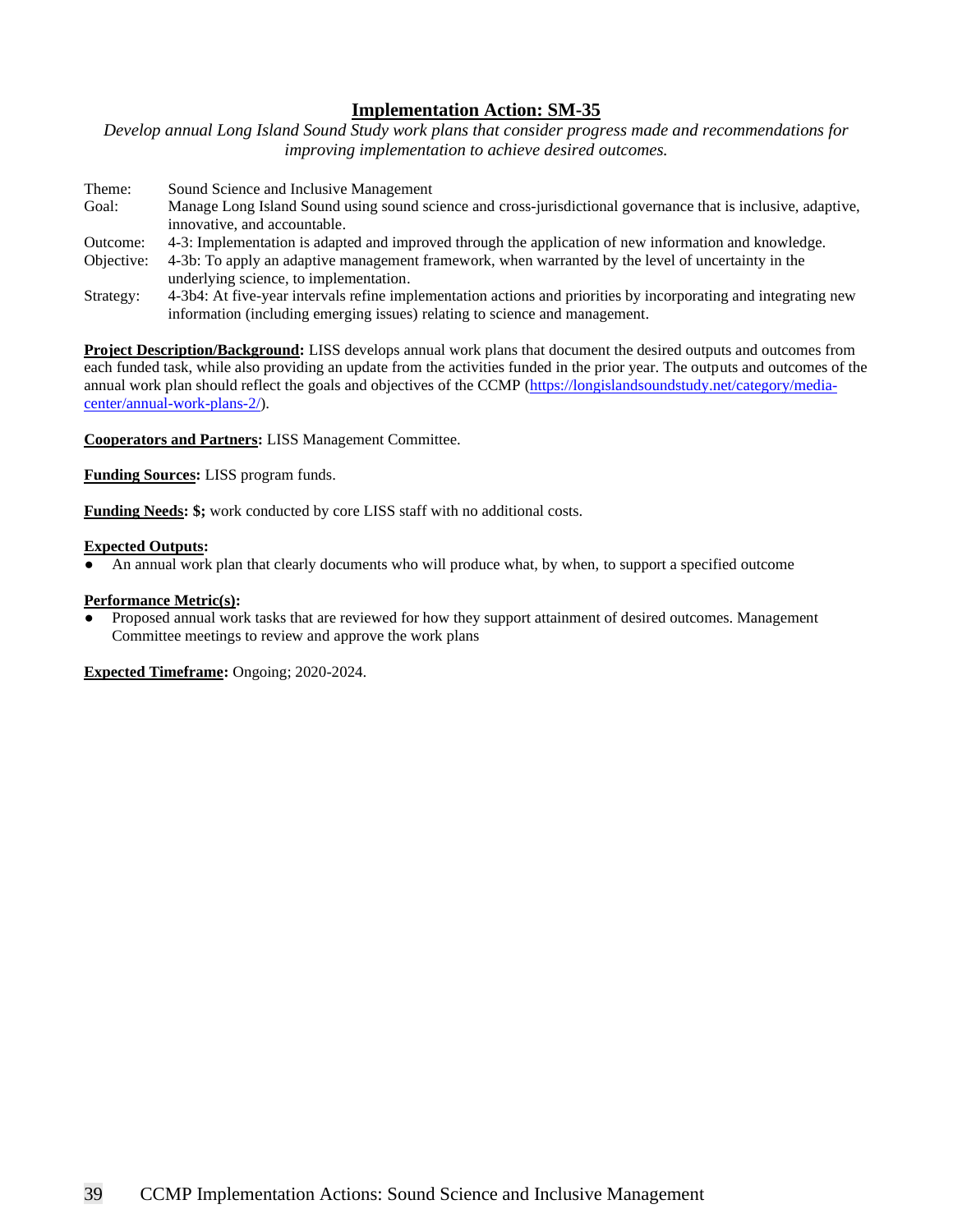## Implementation Action: SM-35

*Develop annual Long Island Sound Study work plans that consider progress made and recommendations for improving implementation to achieve desired outcomes.*

| | |
|---|---|
| Theme: | Sound Science and Inclusive Management |
| Goal: | Manage Long Island Sound using sound science and cross-jurisdictional governance that is inclusive, adaptive, innovative, and accountable. |
| Outcome: | 4-3: Implementation is adapted and improved through the application of new information and knowledge. |
| Objective: | 4-3b: To apply an adaptive management framework, when warranted by the level of uncertainty in the underlying science, to implementation. |
| Strategy: | 4-3b4: At five-year intervals refine implementation actions and priorities by incorporating and integrating new information (including emerging issues) relating to science and management. |

**Project Description/Background:** LISS develops annual work plans that document the desired outputs and outcomes from each funded task, while also providing an update from the activities funded in the prior year. The outputs and outcomes of the annual work plan should reflect the goals and objectives of the CCMP (https://longislandsoundstudy.net/category/media-center/annual-work-plans-2/).

**Cooperators and Partners:** LISS Management Committee.

**Funding Sources:** LISS program funds.

**Funding Needs: $;** work conducted by core LISS staff with no additional costs.

**Expected Outputs:**

- An annual work plan that clearly documents who will produce what, by when, to support a specified outcome

**Performance Metric(s):**

- Proposed annual work tasks that are reviewed for how they support attainment of desired outcomes. Management Committee meetings to review and approve the work plans

**Expected Timeframe:** Ongoing; 2020-2024.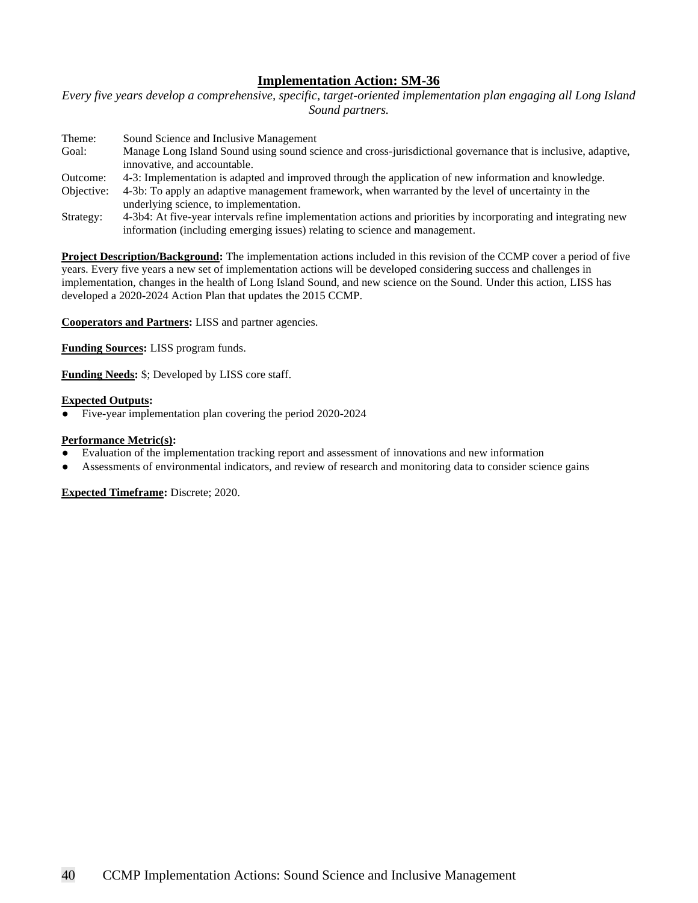## Implementation Action: SM-36

*Every five years develop a comprehensive, specific, target-oriented implementation plan engaging all Long Island Sound partners.*

| | |
|---|---|
| Theme: | Sound Science and Inclusive Management |
| Goal: | Manage Long Island Sound using sound science and cross-jurisdictional governance that is inclusive, adaptive, innovative, and accountable. |
| Outcome: | 4-3: Implementation is adapted and improved through the application of new information and knowledge. |
| Objective: | 4-3b: To apply an adaptive management framework, when warranted by the level of uncertainty in the underlying science, to implementation. |
| Strategy: | 4-3b4: At five-year intervals refine implementation actions and priorities by incorporating and integrating new information (including emerging issues) relating to science and management. |

**Project Description/Background:** The implementation actions included in this revision of the CCMP cover a period of five years. Every five years a new set of implementation actions will be developed considering success and challenges in implementation, changes in the health of Long Island Sound, and new science on the Sound. Under this action, LISS has developed a 2020-2024 Action Plan that updates the 2015 CCMP.

**Cooperators and Partners:** LISS and partner agencies.

**Funding Sources:** LISS program funds.

**Funding Needs:** $; Developed by LISS core staff.

**Expected Outputs:**

- Five-year implementation plan covering the period 2020-2024

**Performance Metric(s):**

- Evaluation of the implementation tracking report and assessment of innovations and new information
- Assessments of environmental indicators, and review of research and monitoring data to consider science gains

**Expected Timeframe:** Discrete; 2020.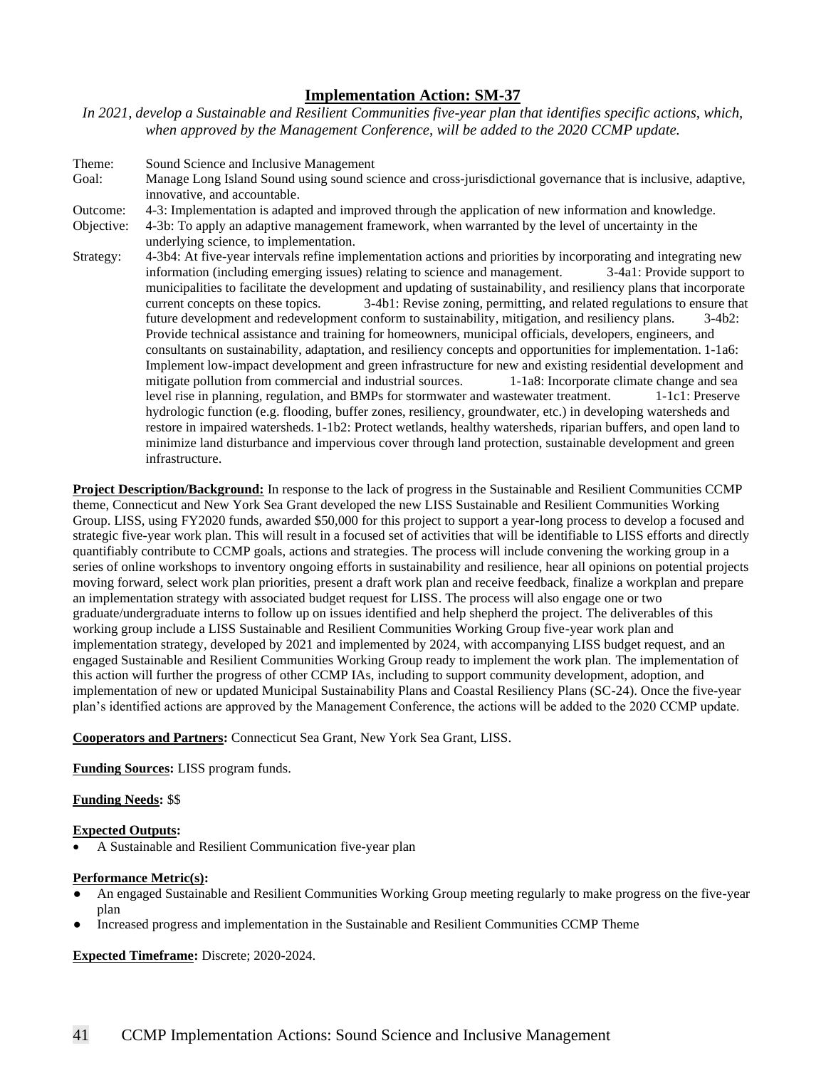## Implementation Action: SM-37

*In 2021, develop a Sustainable and Resilient Communities five-year plan that identifies specific actions, which, when approved by the Management Conference, will be added to the 2020 CCMP update.*

Theme: Sound Science and Inclusive Management

Goal: Manage Long Island Sound using sound science and cross-jurisdictional governance that is inclusive, adaptive, innovative, and accountable.

Outcome: 4-3: Implementation is adapted and improved through the application of new information and knowledge.

Objective: 4-3b: To apply an adaptive management framework, when warranted by the level of uncertainty in the underlying science, to implementation.

Strategy: 4-3b4: At five-year intervals refine implementation actions and priorities by incorporating and integrating new information (including emerging issues) relating to science and management. 3-4a1: Provide support to municipalities to facilitate the development and updating of sustainability, and resiliency plans that incorporate current concepts on these topics. 3-4b1: Revise zoning, permitting, and related regulations to ensure that future development and redevelopment conform to sustainability, mitigation, and resiliency plans. 3-4b2: Provide technical assistance and training for homeowners, municipal officials, developers, engineers, and consultants on sustainability, adaptation, and resiliency concepts and opportunities for implementation. 1-1a6: Implement low-impact development and green infrastructure for new and existing residential development and mitigate pollution from commercial and industrial sources. 1-1a8: Incorporate climate change and sea level rise in planning, regulation, and BMPs for stormwater and wastewater treatment. 1-1c1: Preserve hydrologic function (e.g. flooding, buffer zones, resiliency, groundwater, etc.) in developing watersheds and restore in impaired watersheds. 1-1b2: Protect wetlands, healthy watersheds, riparian buffers, and open land to minimize land disturbance and impervious cover through land protection, sustainable development and green infrastructure.

**Project Description/Background:** In response to the lack of progress in the Sustainable and Resilient Communities CCMP theme, Connecticut and New York Sea Grant developed the new LISS Sustainable and Resilient Communities Working Group. LISS, using FY2020 funds, awarded $50,000 for this project to support a year-long process to develop a focused and strategic five-year work plan. This will result in a focused set of activities that will be identifiable to LISS efforts and directly quantifiably contribute to CCMP goals, actions and strategies. The process will include convening the working group in a series of online workshops to inventory ongoing efforts in sustainability and resilience, hear all opinions on potential projects moving forward, select work plan priorities, present a draft work plan and receive feedback, finalize a workplan and prepare an implementation strategy with associated budget request for LISS. The process will also engage one or two graduate/undergraduate interns to follow up on issues identified and help shepherd the project. The deliverables of this working group include a LISS Sustainable and Resilient Communities Working Group five-year work plan and implementation strategy, developed by 2021 and implemented by 2024, with accompanying LISS budget request, and an engaged Sustainable and Resilient Communities Working Group ready to implement the work plan. The implementation of this action will further the progress of other CCMP IAs, including to support community development, adoption, and implementation of new or updated Municipal Sustainability Plans and Coastal Resiliency Plans (SC-24). Once the five-year plan's identified actions are approved by the Management Conference, the actions will be added to the 2020 CCMP update.

**Cooperators and Partners:** Connecticut Sea Grant, New York Sea Grant, LISS.

**Funding Sources:** LISS program funds.

**Funding Needs:** $$

**Expected Outputs:**

- A Sustainable and Resilient Communication five-year plan

**Performance Metric(s):**

- An engaged Sustainable and Resilient Communities Working Group meeting regularly to make progress on the five-year plan
- Increased progress and implementation in the Sustainable and Resilient Communities CCMP Theme

**Expected Timeframe:** Discrete; 2020-2024.